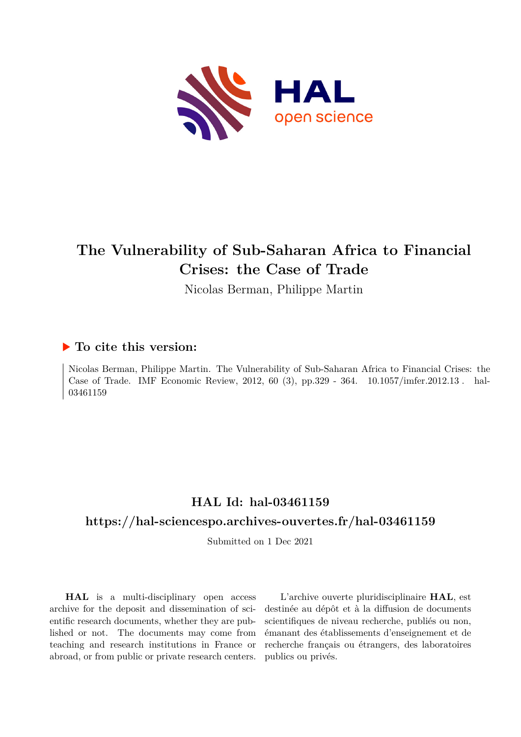# The Vulnerability of Sub-Saharan Africa to Financial Crises: the Case of Trade

Nicolas Berman, Philippe Martin

## ▶ To cite this version:

Nicolas Berman, Philippe Martin. The Vulnerability of Sub-Saharan Africa to Financial Crises: the Case of Trade. IMF Economic Review, 2012, 60 (3), pp.329 - 364. 10.1057/imfer.2012.13 . hal-03461159

## HAL Id: hal-03461159

## https://hal-sciencespo.archives-ouvertes.fr/hal-03461159

Submitted on 1 Dec 2021

**HAL** is a multi-disciplinary open access archive for the deposit and dissemination of scientific research documents, whether they are published or not. The documents may come from teaching and research institutions in France or abroad, or from public or private research centers.

L'archive ouverte pluridisciplinaire **HAL**, est destinée au dépôt et à la diffusion de documents scientifiques de niveau recherche, publiés ou non, émanant des établissements d'enseignement et de recherche français ou étrangers, des laboratoires publics ou privés.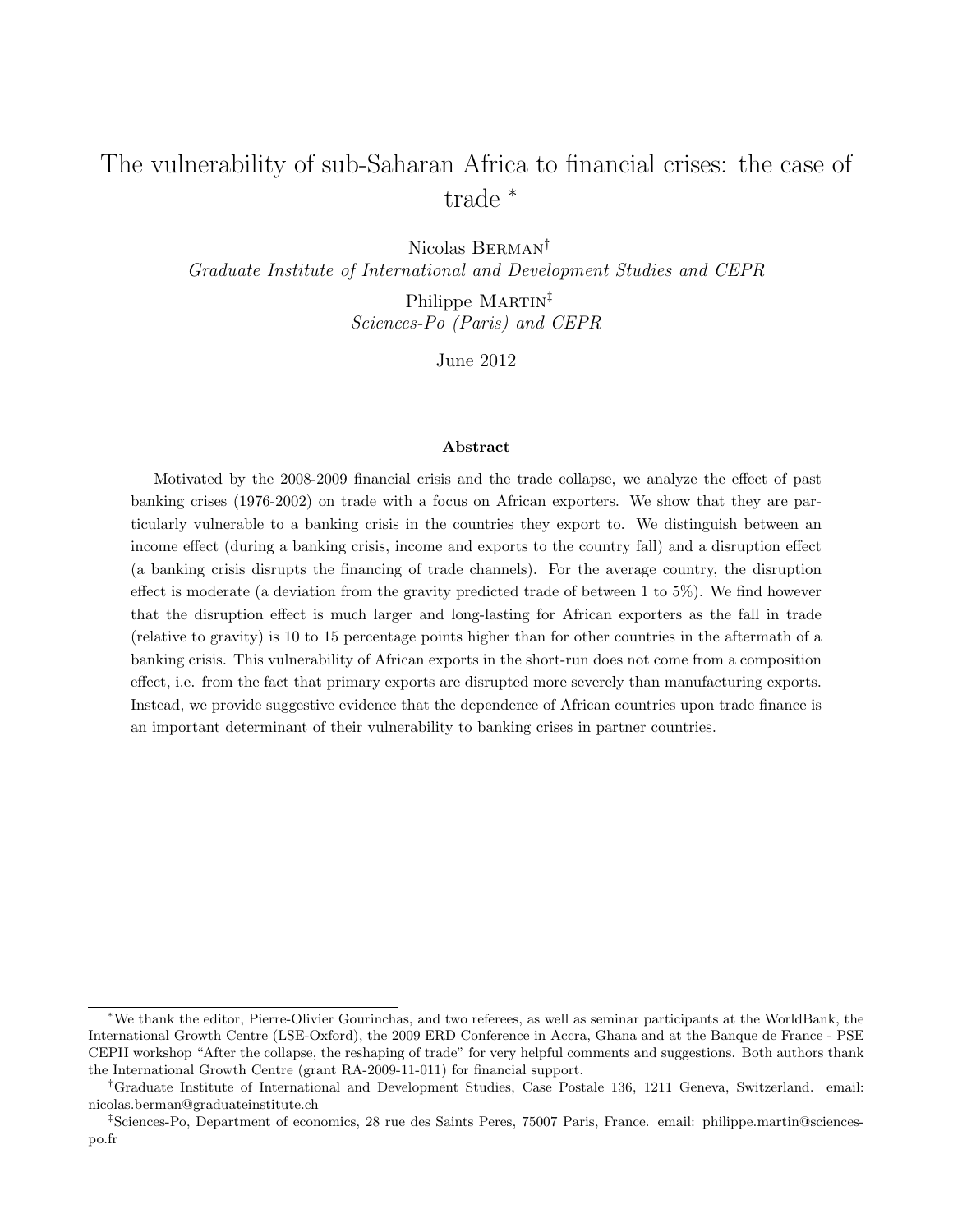# The vulnerability of sub-Saharan Africa to financial crises: the case of trade [*]

Nicolas Berman[†]
*Graduate Institute of International and Development Studies and CEPR*

Philippe Martin[‡]
*Sciences-Po (Paris) and CEPR*

June 2012

### Abstract

Motivated by the 2008-2009 financial crisis and the trade collapse, we analyze the effect of past banking crises (1976-2002) on trade with a focus on African exporters. We show that they are particularly vulnerable to a banking crisis in the countries they export to. We distinguish between an income effect (during a banking crisis, income and exports to the country fall) and a disruption effect (a banking crisis disrupts the financing of trade channels). For the average country, the disruption effect is moderate (a deviation from the gravity predicted trade of between 1 to 5%). We find however that the disruption effect is much larger and long-lasting for African exporters as the fall in trade (relative to gravity) is 10 to 15 percentage points higher than for other countries in the aftermath of a banking crisis. This vulnerability of African exports in the short-run does not come from a composition effect, i.e. from the fact that primary exports are disrupted more severely than manufacturing exports. Instead, we provide suggestive evidence that the dependence of African countries upon trade finance is an important determinant of their vulnerability to banking crises in partner countries.

---

[*] We thank the editor, Pierre-Olivier Gourinchas, and two referees, as well as seminar participants at the WorldBank, the International Growth Centre (LSE-Oxford), the 2009 ERD Conference in Accra, Ghana and at the Banque de France - PSE CEPII workshop "After the collapse, the reshaping of trade" for very helpful comments and suggestions. Both authors thank the International Growth Centre (grant RA-2009-11-011) for financial support.

[†] Graduate Institute of International and Development Studies, Case Postale 136, 1211 Geneva, Switzerland. email: nicolas.berman@graduateinstitute.ch

[‡] Sciences-Po, Department of economics, 28 rue des Saints Peres, 75007 Paris, France. email: philippe.martin@sciences-po.fr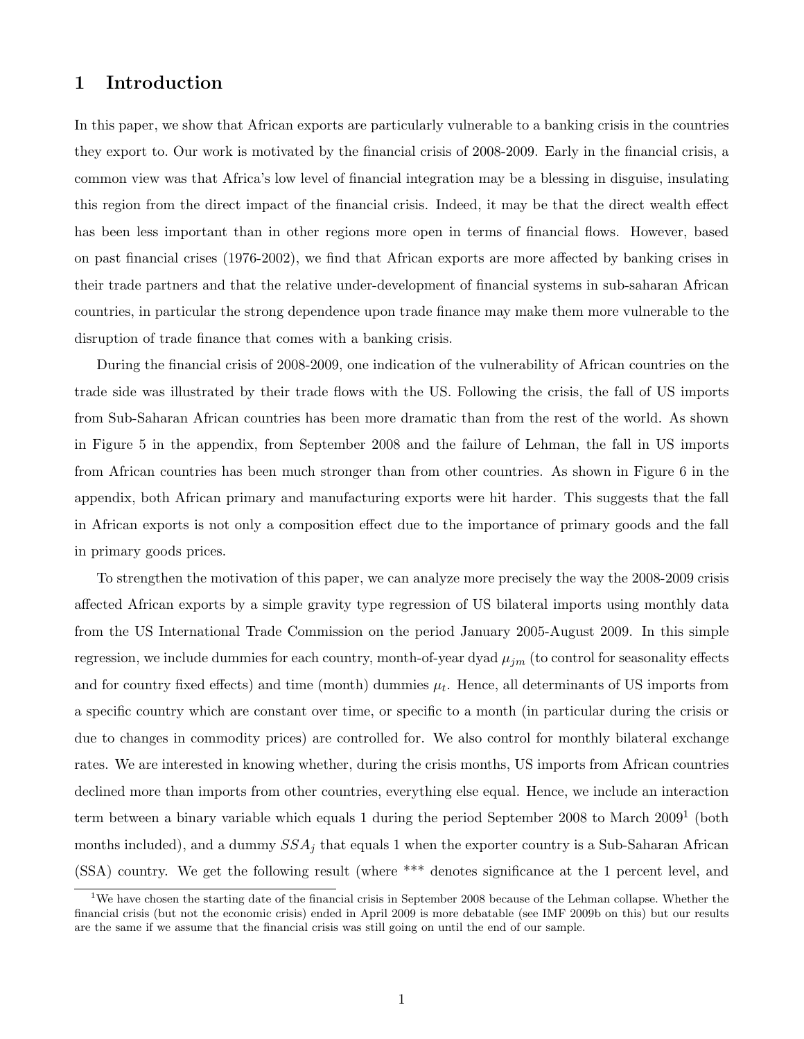# 1 Introduction

In this paper, we show that African exports are particularly vulnerable to a banking crisis in the countries they export to. Our work is motivated by the financial crisis of 2008-2009. Early in the financial crisis, a common view was that Africa's low level of financial integration may be a blessing in disguise, insulating this region from the direct impact of the financial crisis. Indeed, it may be that the direct wealth effect has been less important than in other regions more open in terms of financial flows. However, based on past financial crises (1976-2002), we find that African exports are more affected by banking crises in their trade partners and that the relative under-development of financial systems in sub-saharan African countries, in particular the strong dependence upon trade finance may make them more vulnerable to the disruption of trade finance that comes with a banking crisis.

During the financial crisis of 2008-2009, one indication of the vulnerability of African countries on the trade side was illustrated by their trade flows with the US. Following the crisis, the fall of US imports from Sub-Saharan African countries has been more dramatic than from the rest of the world. As shown in Figure 5 in the appendix, from September 2008 and the failure of Lehman, the fall in US imports from African countries has been much stronger than from other countries. As shown in Figure 6 in the appendix, both African primary and manufacturing exports were hit harder. This suggests that the fall in African exports is not only a composition effect due to the importance of primary goods and the fall in primary goods prices.

To strengthen the motivation of this paper, we can analyze more precisely the way the 2008-2009 crisis affected African exports by a simple gravity type regression of US bilateral imports using monthly data from the US International Trade Commission on the period January 2005-August 2009. In this simple regression, we include dummies for each country, month-of-year dyad $\mu_{jm}$ (to control for seasonality effects and for country fixed effects) and time (month) dummies $\mu_t$. Hence, all determinants of US imports from a specific country which are constant over time, or specific to a month (in particular during the crisis or due to changes in commodity prices) are controlled for. We also control for monthly bilateral exchange rates. We are interested in knowing whether, during the crisis months, US imports from African countries declined more than imports from other countries, everything else equal. Hence, we include an interaction term between a binary variable which equals 1 during the period September 2008 to March 2009[1] (both months included), and a dummy $SSA_j$ that equals 1 when the exporter country is a Sub-Saharan African (SSA) country. We get the following result (where *** denotes significance at the 1 percent level, and

[1] We have chosen the starting date of the financial crisis in September 2008 because of the Lehman collapse. Whether the financial crisis (but not the economic crisis) ended in April 2009 is more debatable (see IMF 2009b on this) but our results are the same if we assume that the financial crisis was still going on until the end of our sample.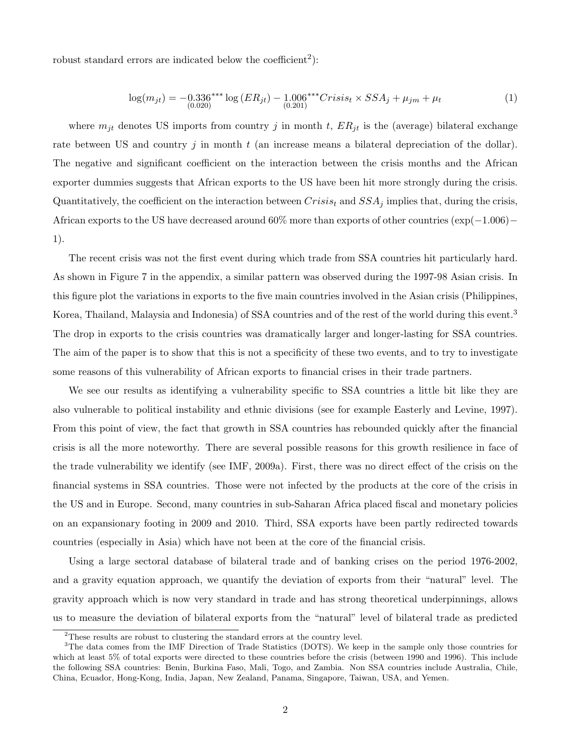robust standard errors are indicated below the coefficient[2]):

$$\log(m_{jt}) = -\underset{(0.020)}{0.336}^{***} \log(ER_{jt}) - \underset{(0.201)}{1.006}^{***} Crisis_t \times SSA_j + \mu_{jm} + \mu_t \tag{1}$$

where $m_{jt}$ denotes US imports from country $j$ in month $t$, $ER_{jt}$ is the (average) bilateral exchange rate between US and country $j$ in month $t$ (an increase means a bilateral depreciation of the dollar). The negative and significant coefficient on the interaction between the crisis months and the African exporter dummies suggests that African exports to the US have been hit more strongly during the crisis. Quantitatively, the coefficient on the interaction between $Crisis_t$ and $SSA_j$ implies that, during the crisis, African exports to the US have decreased around 60% more than exports of other countries ($\exp(-1.006)-1$).

The recent crisis was not the first event during which trade from SSA countries hit particularly hard. As shown in Figure 7 in the appendix, a similar pattern was observed during the 1997-98 Asian crisis. In this figure plot the variations in exports to the five main countries involved in the Asian crisis (Philippines, Korea, Thailand, Malaysia and Indonesia) of SSA countries and of the rest of the world during this event.[3] The drop in exports to the crisis countries was dramatically larger and longer-lasting for SSA countries. The aim of the paper is to show that this is not a specificity of these two events, and to try to investigate some reasons of this vulnerability of African exports to financial crises in their trade partners.

We see our results as identifying a vulnerability specific to SSA countries a little bit like they are also vulnerable to political instability and ethnic divisions (see for example Easterly and Levine, 1997). From this point of view, the fact that growth in SSA countries has rebounded quickly after the financial crisis is all the more noteworthy. There are several possible reasons for this growth resilience in face of the trade vulnerability we identify (see IMF, 2009a). First, there was no direct effect of the crisis on the financial systems in SSA countries. Those were not infected by the products at the core of the crisis in the US and in Europe. Second, many countries in sub-Saharan Africa placed fiscal and monetary policies on an expansionary footing in 2009 and 2010. Third, SSA exports have been partly redirected towards countries (especially in Asia) which have not been at the core of the financial crisis.

Using a large sectoral database of bilateral trade and of banking crises on the period 1976-2002, and a gravity equation approach, we quantify the deviation of exports from their "natural" level. The gravity approach which is now very standard in trade and has strong theoretical underpinnings, allows us to measure the deviation of bilateral exports from the "natural" level of bilateral trade as predicted

[2] These results are robust to clustering the standard errors at the country level.

[3] The data comes from the IMF Direction of Trade Statistics (DOTS). We keep in the sample only those countries for which at least 5% of total exports were directed to these countries before the crisis (between 1990 and 1996). This include the following SSA countries: Benin, Burkina Faso, Mali, Togo, and Zambia. Non SSA countries include Australia, Chile, China, Ecuador, Hong-Kong, India, Japan, New Zealand, Panama, Singapore, Taiwan, USA, and Yemen.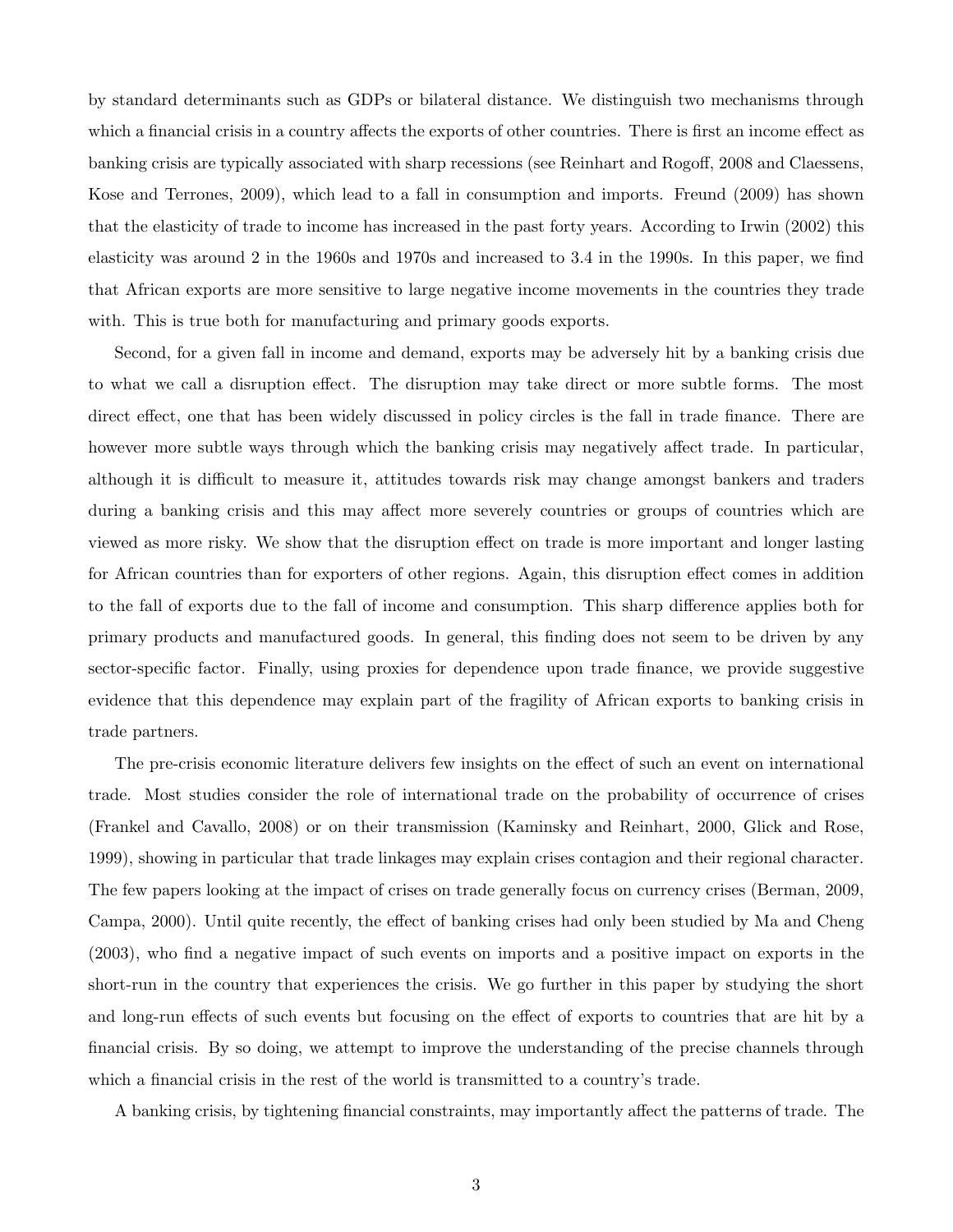by standard determinants such as GDPs or bilateral distance. We distinguish two mechanisms through which a financial crisis in a country affects the exports of other countries. There is first an income effect as banking crisis are typically associated with sharp recessions (see Reinhart and Rogoff, 2008 and Claessens, Kose and Terrones, 2009), which lead to a fall in consumption and imports. Freund (2009) has shown that the elasticity of trade to income has increased in the past forty years. According to Irwin (2002) this elasticity was around 2 in the 1960s and 1970s and increased to 3.4 in the 1990s. In this paper, we find that African exports are more sensitive to large negative income movements in the countries they trade with. This is true both for manufacturing and primary goods exports.

Second, for a given fall in income and demand, exports may be adversely hit by a banking crisis due to what we call a disruption effect. The disruption may take direct or more subtle forms. The most direct effect, one that has been widely discussed in policy circles is the fall in trade finance. There are however more subtle ways through which the banking crisis may negatively affect trade. In particular, although it is difficult to measure it, attitudes towards risk may change amongst bankers and traders during a banking crisis and this may affect more severely countries or groups of countries which are viewed as more risky. We show that the disruption effect on trade is more important and longer lasting for African countries than for exporters of other regions. Again, this disruption effect comes in addition to the fall of exports due to the fall of income and consumption. This sharp difference applies both for primary products and manufactured goods. In general, this finding does not seem to be driven by any sector-specific factor. Finally, using proxies for dependence upon trade finance, we provide suggestive evidence that this dependence may explain part of the fragility of African exports to banking crisis in trade partners.

The pre-crisis economic literature delivers few insights on the effect of such an event on international trade. Most studies consider the role of international trade on the probability of occurrence of crises (Frankel and Cavallo, 2008) or on their transmission (Kaminsky and Reinhart, 2000, Glick and Rose, 1999), showing in particular that trade linkages may explain crises contagion and their regional character. The few papers looking at the impact of crises on trade generally focus on currency crises (Berman, 2009, Campa, 2000). Until quite recently, the effect of banking crises had only been studied by Ma and Cheng (2003), who find a negative impact of such events on imports and a positive impact on exports in the short-run in the country that experiences the crisis. We go further in this paper by studying the short and long-run effects of such events but focusing on the effect of exports to countries that are hit by a financial crisis. By so doing, we attempt to improve the understanding of the precise channels through which a financial crisis in the rest of the world is transmitted to a country's trade.

A banking crisis, by tightening financial constraints, may importantly affect the patterns of trade. The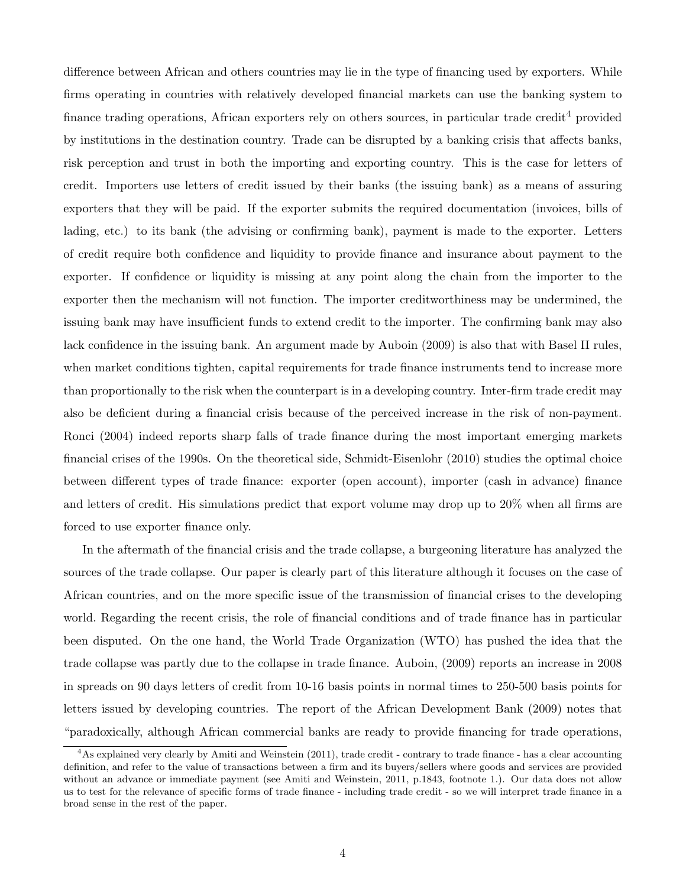difference between African and others countries may lie in the type of financing used by exporters. While firms operating in countries with relatively developed financial markets can use the banking system to finance trading operations, African exporters rely on others sources, in particular trade credit[4] provided by institutions in the destination country. Trade can be disrupted by a banking crisis that affects banks, risk perception and trust in both the importing and exporting country. This is the case for letters of credit. Importers use letters of credit issued by their banks (the issuing bank) as a means of assuring exporters that they will be paid. If the exporter submits the required documentation (invoices, bills of lading, etc.) to its bank (the advising or confirming bank), payment is made to the exporter. Letters of credit require both confidence and liquidity to provide finance and insurance about payment to the exporter. If confidence or liquidity is missing at any point along the chain from the importer to the exporter then the mechanism will not function. The importer creditworthiness may be undermined, the issuing bank may have insufficient funds to extend credit to the importer. The confirming bank may also lack confidence in the issuing bank. An argument made by Auboin (2009) is also that with Basel II rules, when market conditions tighten, capital requirements for trade finance instruments tend to increase more than proportionally to the risk when the counterpart is in a developing country. Inter-firm trade credit may also be deficient during a financial crisis because of the perceived increase in the risk of non-payment. Ronci (2004) indeed reports sharp falls of trade finance during the most important emerging markets financial crises of the 1990s. On the theoretical side, Schmidt-Eisenlohr (2010) studies the optimal choice between different types of trade finance: exporter (open account), importer (cash in advance) finance and letters of credit. His simulations predict that export volume may drop up to 20% when all firms are forced to use exporter finance only.

In the aftermath of the financial crisis and the trade collapse, a burgeoning literature has analyzed the sources of the trade collapse. Our paper is clearly part of this literature although it focuses on the case of African countries, and on the more specific issue of the transmission of financial crises to the developing world. Regarding the recent crisis, the role of financial conditions and of trade finance has in particular been disputed. On the one hand, the World Trade Organization (WTO) has pushed the idea that the trade collapse was partly due to the collapse in trade finance. Auboin, (2009) reports an increase in 2008 in spreads on 90 days letters of credit from 10-16 basis points in normal times to 250-500 basis points for letters issued by developing countries. The report of the African Development Bank (2009) notes that "paradoxically, although African commercial banks are ready to provide financing for trade operations,

[4] As explained very clearly by Amiti and Weinstein (2011), trade credit - contrary to trade finance - has a clear accounting definition, and refer to the value of transactions between a firm and its buyers/sellers where goods and services are provided without an advance or immediate payment (see Amiti and Weinstein, 2011, p.1843, footnote 1.). Our data does not allow us to test for the relevance of specific forms of trade finance - including trade credit - so we will interpret trade finance in a broad sense in the rest of the paper.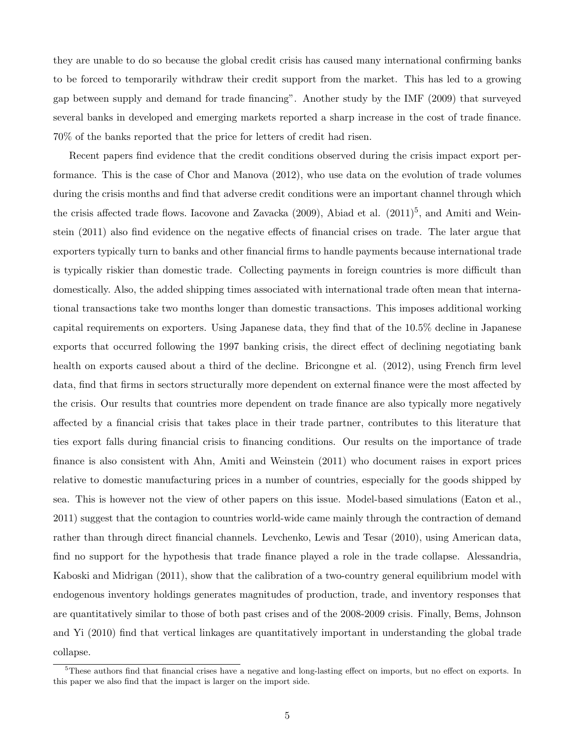they are unable to do so because the global credit crisis has caused many international confirming banks to be forced to temporarily withdraw their credit support from the market. This has led to a growing gap between supply and demand for trade financing". Another study by the IMF (2009) that surveyed several banks in developed and emerging markets reported a sharp increase in the cost of trade finance. 70% of the banks reported that the price for letters of credit had risen.

Recent papers find evidence that the credit conditions observed during the crisis impact export performance. This is the case of Chor and Manova (2012), who use data on the evolution of trade volumes during the crisis months and find that adverse credit conditions were an important channel through which the crisis affected trade flows. Iacovone and Zavacka (2009), Abiad et al. (2011)[5], and Amiti and Weinstein (2011) also find evidence on the negative effects of financial crises on trade. The later argue that exporters typically turn to banks and other financial firms to handle payments because international trade is typically riskier than domestic trade. Collecting payments in foreign countries is more difficult than domestically. Also, the added shipping times associated with international trade often mean that international transactions take two months longer than domestic transactions. This imposes additional working capital requirements on exporters. Using Japanese data, they find that of the 10.5% decline in Japanese exports that occurred following the 1997 banking crisis, the direct effect of declining negotiating bank health on exports caused about a third of the decline. Bricongne et al. (2012), using French firm level data, find that firms in sectors structurally more dependent on external finance were the most affected by the crisis. Our results that countries more dependent on trade finance are also typically more negatively affected by a financial crisis that takes place in their trade partner, contributes to this literature that ties export falls during financial crisis to financing conditions. Our results on the importance of trade finance is also consistent with Ahn, Amiti and Weinstein (2011) who document raises in export prices relative to domestic manufacturing prices in a number of countries, especially for the goods shipped by sea. This is however not the view of other papers on this issue. Model-based simulations (Eaton et al., 2011) suggest that the contagion to countries world-wide came mainly through the contraction of demand rather than through direct financial channels. Levchenko, Lewis and Tesar (2010), using American data, find no support for the hypothesis that trade finance played a role in the trade collapse. Alessandria, Kaboski and Midrigan (2011), show that the calibration of a two-country general equilibrium model with endogenous inventory holdings generates magnitudes of production, trade, and inventory responses that are quantitatively similar to those of both past crises and of the 2008-2009 crisis. Finally, Bems, Johnson and Yi (2010) find that vertical linkages are quantitatively important in understanding the global trade collapse.

[5] These authors find that financial crises have a negative and long-lasting effect on imports, but no effect on exports. In this paper we also find that the impact is larger on the import side.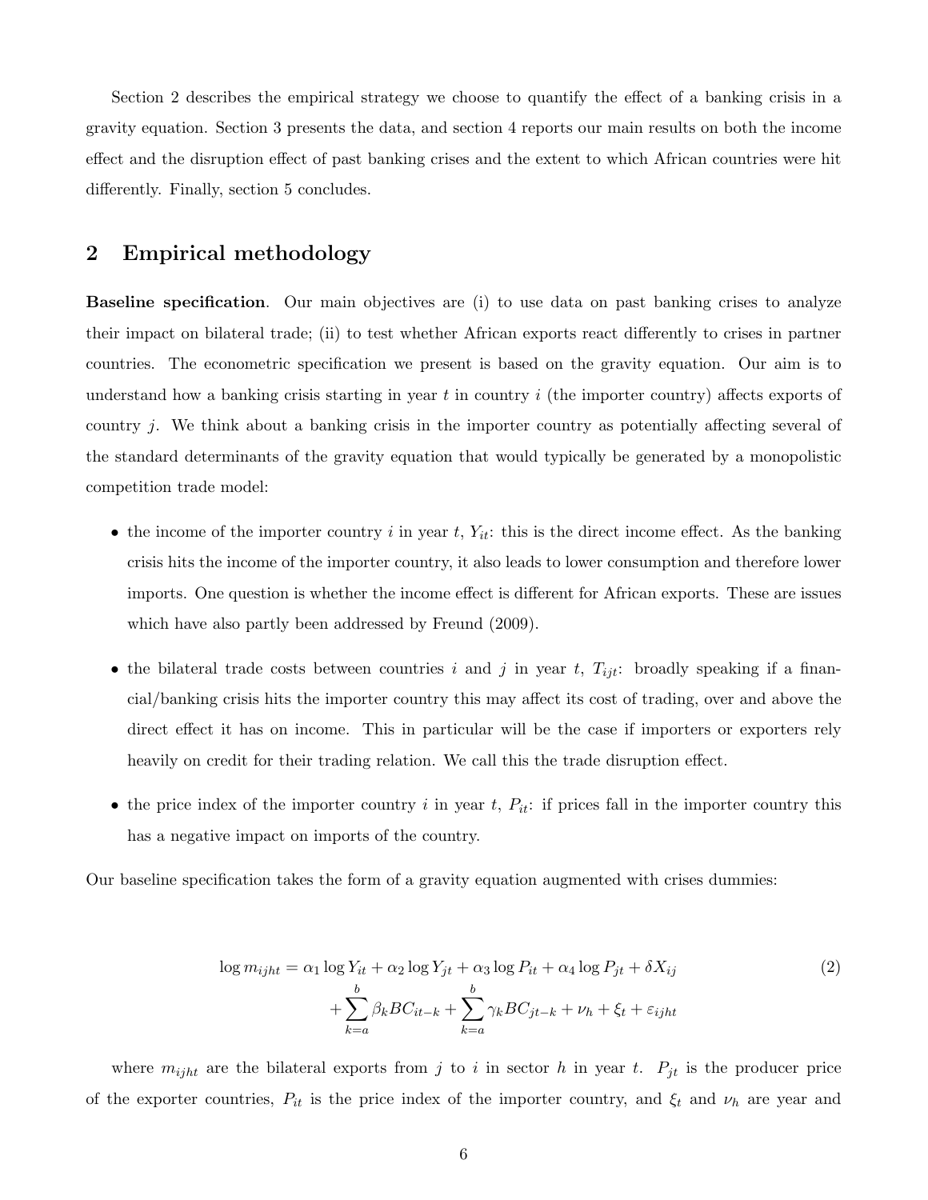Section 2 describes the empirical strategy we choose to quantify the effect of a banking crisis in a gravity equation. Section 3 presents the data, and section 4 reports our main results on both the income effect and the disruption effect of past banking crises and the extent to which African countries were hit differently. Finally, section 5 concludes.

## 2 Empirical methodology

**Baseline specification**. Our main objectives are (i) to use data on past banking crises to analyze their impact on bilateral trade; (ii) to test whether African exports react differently to crises in partner countries. The econometric specification we present is based on the gravity equation. Our aim is to understand how a banking crisis starting in year $t$ in country $i$ (the importer country) affects exports of country $j$. We think about a banking crisis in the importer country as potentially affecting several of the standard determinants of the gravity equation that would typically be generated by a monopolistic competition trade model:

- the income of the importer country $i$ in year $t$, $Y_{it}$: this is the direct income effect. As the banking crisis hits the income of the importer country, it also leads to lower consumption and therefore lower imports. One question is whether the income effect is different for African exports. These are issues which have also partly been addressed by Freund (2009).
- the bilateral trade costs between countries $i$ and $j$ in year $t$, $T_{ijt}$: broadly speaking if a financial/banking crisis hits the importer country this may affect its cost of trading, over and above the direct effect it has on income. This in particular will be the case if importers or exporters rely heavily on credit for their trading relation. We call this the trade disruption effect.
- the price index of the importer country $i$ in year $t$, $P_{it}$: if prices fall in the importer country this has a negative impact on imports of the country.

Our baseline specification takes the form of a gravity equation augmented with crises dummies:

$$
\begin{aligned}
\log m_{ijht} = {} & \alpha_1 \log Y_{it} + \alpha_2 \log Y_{jt} + \alpha_3 \log P_{it} + \alpha_4 \log P_{jt} + \delta X_{ij} \\
& + \sum_{k=a}^{b} \beta_k BC_{it-k} + \sum_{k=a}^{b} \gamma_k BC_{jt-k} + \nu_h + \xi_t + \varepsilon_{ijht}
\end{aligned}
\tag{2}
$$

where $m_{ijht}$ are the bilateral exports from $j$ to $i$ in sector $h$ in year $t$. $P_{jt}$ is the producer price of the exporter countries, $P_{it}$ is the price index of the importer country, and $\xi_t$ and $\nu_h$ are year and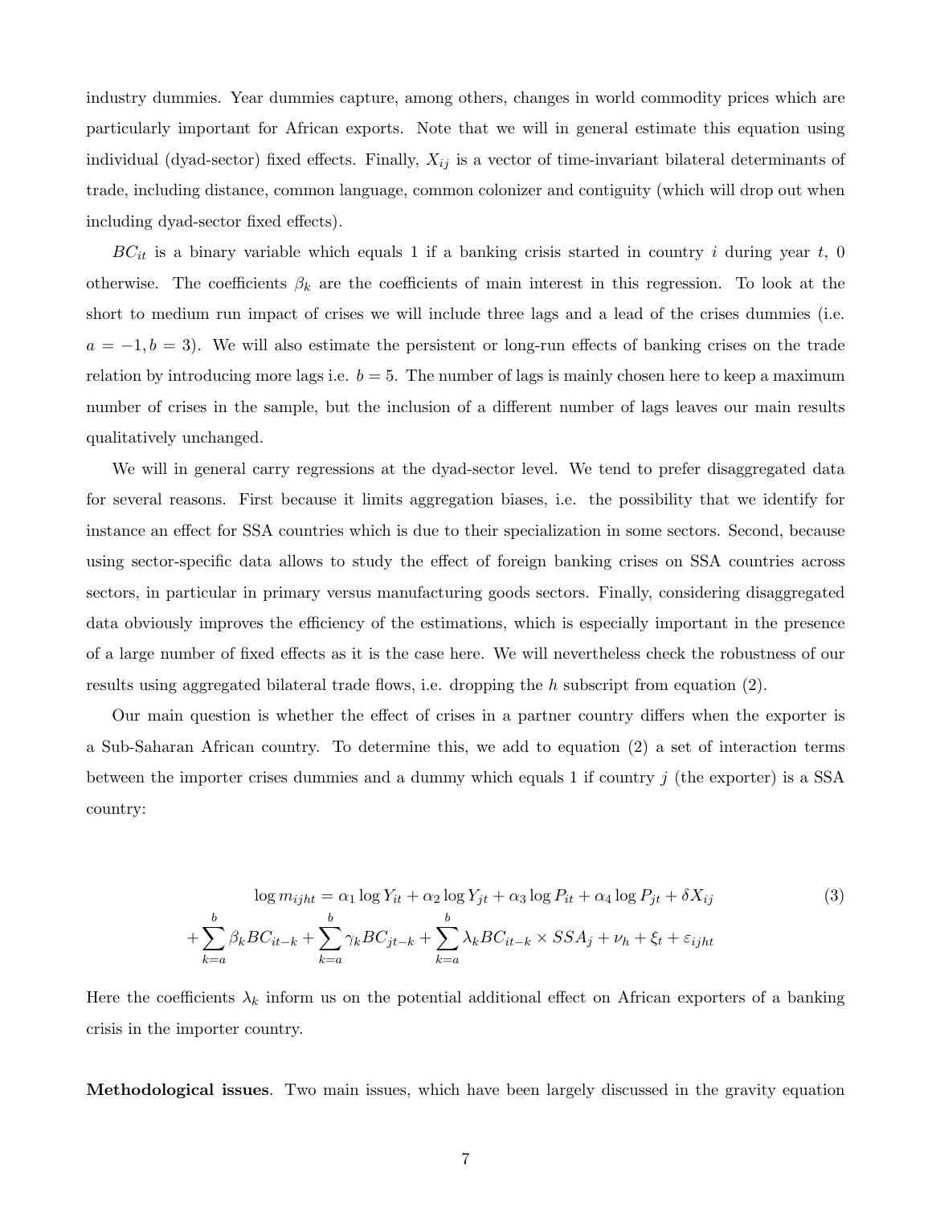industry dummies. Year dummies capture, among others, changes in world commodity prices which are particularly important for African exports. Note that we will in general estimate this equation using individual (dyad-sector) fixed effects. Finally, $X_{ij}$ is a vector of time-invariant bilateral determinants of trade, including distance, common language, common colonizer and contiguity (which will drop out when including dyad-sector fixed effects).

$BC_{it}$ is a binary variable which equals 1 if a banking crisis started in country $i$ during year $t$, 0 otherwise. The coefficients $\beta_k$ are the coefficients of main interest in this regression. To look at the short to medium run impact of crises we will include three lags and a lead of the crises dummies (i.e. $a = -1, b = 3$). We will also estimate the persistent or long-run effects of banking crises on the trade relation by introducing more lags i.e. $b = 5$. The number of lags is mainly chosen here to keep a maximum number of crises in the sample, but the inclusion of a different number of lags leaves our main results qualitatively unchanged.

We will in general carry regressions at the dyad-sector level. We tend to prefer disaggregated data for several reasons. First because it limits aggregation biases, i.e. the possibility that we identify for instance an effect for SSA countries which is due to their specialization in some sectors. Second, because using sector-specific data allows to study the effect of foreign banking crises on SSA countries across sectors, in particular in primary versus manufacturing goods sectors. Finally, considering disaggregated data obviously improves the efficiency of the estimations, which is especially important in the presence of a large number of fixed effects as it is the case here. We will nevertheless check the robustness of our results using aggregated bilateral trade flows, i.e. dropping the $h$ subscript from equation (2).

Our main question is whether the effect of crises in a partner country differs when the exporter is a Sub-Saharan African country. To determine this, we add to equation (2) a set of interaction terms between the importer crises dummies and a dummy which equals 1 if country $j$ (the exporter) is a SSA country:

$$
\begin{aligned}
\log m_{ijht} &= \alpha_1 \log Y_{it} + \alpha_2 \log Y_{jt} + \alpha_3 \log P_{it} + \alpha_4 \log P_{jt} + \delta X_{ij} \\
&+ \sum_{k=a}^{b} \beta_k BC_{it-k} + \sum_{k=a}^{b} \gamma_k BC_{jt-k} + \sum_{k=a}^{b} \lambda_k BC_{it-k} \times SSA_j + \nu_h + \xi_t + \varepsilon_{ijht}
\end{aligned}
\tag{3}
$$

Here the coefficients $\lambda_k$ inform us on the potential additional effect on African exporters of a banking crisis in the importer country.

**Methodological issues**. Two main issues, which have been largely discussed in the gravity equation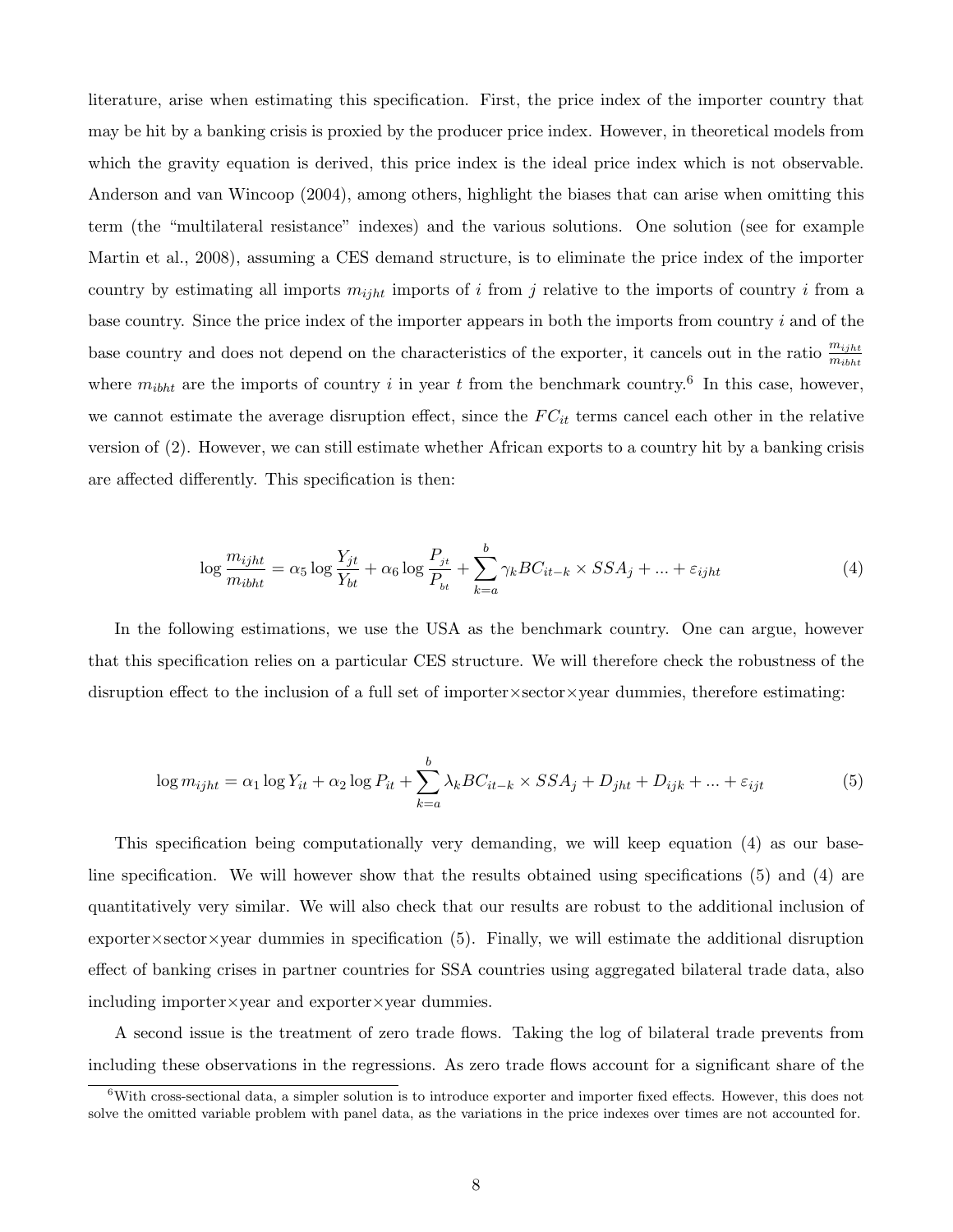literature, arise when estimating this specification. First, the price index of the importer country that may be hit by a banking crisis is proxied by the producer price index. However, in theoretical models from which the gravity equation is derived, this price index is the ideal price index which is not observable. Anderson and van Wincoop (2004), among others, highlight the biases that can arise when omitting this term (the "multilateral resistance" indexes) and the various solutions. One solution (see for example Martin et al., 2008), assuming a CES demand structure, is to eliminate the price index of the importer country by estimating all imports $m_{ijht}$ imports of $i$ from $j$ relative to the imports of country $i$ from a base country. Since the price index of the importer appears in both the imports from country $i$ and of the base country and does not depend on the characteristics of the exporter, it cancels out in the ratio $\frac{m_{ijht}}{m_{ibht}}$ where $m_{ibht}$ are the imports of country $i$ in year $t$ from the benchmark country.[6] In this case, however, we cannot estimate the average disruption effect, since the $FC_{it}$ terms cancel each other in the relative version of (2). However, we can still estimate whether African exports to a country hit by a banking crisis are affected differently. This specification is then:

$$\log \frac{m_{ijht}}{m_{ibht}} = \alpha_5 \log \frac{Y_{jt}}{Y_{bt}} + \alpha_6 \log \frac{P_{jt}}{P_{bt}} + \sum_{k=a}^{b} \gamma_k BC_{it-k} \times SSA_j + ... + \varepsilon_{ijht} \tag{4}$$

In the following estimations, we use the USA as the benchmark country. One can argue, however that this specification relies on a particular CES structure. We will therefore check the robustness of the disruption effect to the inclusion of a full set of importer×sector×year dummies, therefore estimating:

$$\log m_{ijht} = \alpha_1 \log Y_{it} + \alpha_2 \log P_{it} + \sum_{k=a}^{b} \lambda_k BC_{it-k} \times SSA_j + D_{jht} + D_{ijk} + ... + \varepsilon_{ijt} \tag{5}$$

This specification being computationally very demanding, we will keep equation (4) as our baseline specification. We will however show that the results obtained using specifications (5) and (4) are quantitatively very similar. We will also check that our results are robust to the additional inclusion of exporter×sector×year dummies in specification (5). Finally, we will estimate the additional disruption effect of banking crises in partner countries for SSA countries using aggregated bilateral trade data, also including importer×year and exporter×year dummies.

A second issue is the treatment of zero trade flows. Taking the log of bilateral trade prevents from including these observations in the regressions. As zero trade flows account for a significant share of the

[6] With cross-sectional data, a simpler solution is to introduce exporter and importer fixed effects. However, this does not solve the omitted variable problem with panel data, as the variations in the price indexes over times are not accounted for.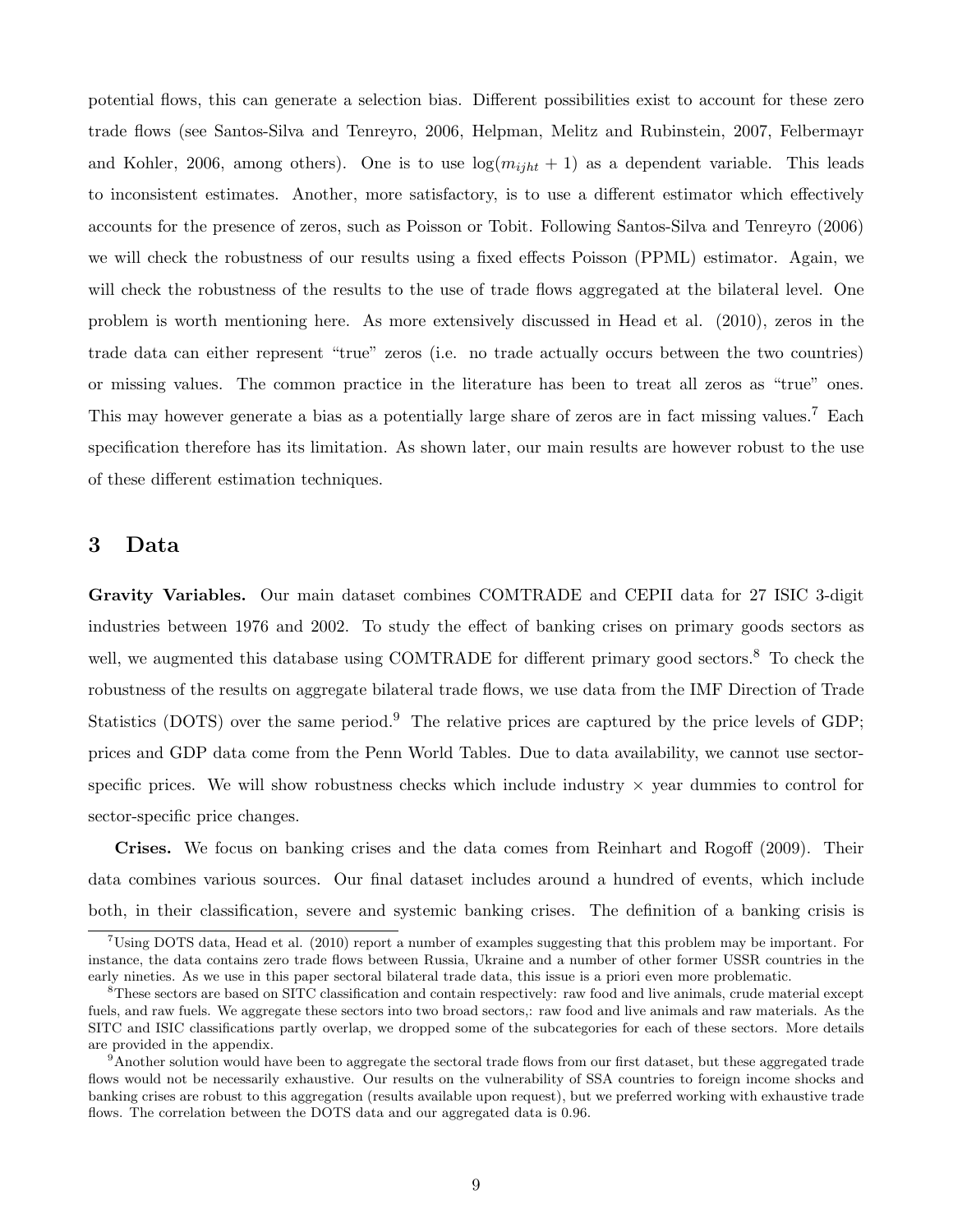potential flows, this can generate a selection bias. Different possibilities exist to account for these zero trade flows (see Santos-Silva and Tenreyro, 2006, Helpman, Melitz and Rubinstein, 2007, Felbermayr and Kohler, 2006, among others). One is to use $\log(m_{ijht} + 1)$ as a dependent variable. This leads to inconsistent estimates. Another, more satisfactory, is to use a different estimator which effectively accounts for the presence of zeros, such as Poisson or Tobit. Following Santos-Silva and Tenreyro (2006) we will check the robustness of our results using a fixed effects Poisson (PPML) estimator. Again, we will check the robustness of the results to the use of trade flows aggregated at the bilateral level. One problem is worth mentioning here. As more extensively discussed in Head et al. (2010), zeros in the trade data can either represent "true" zeros (i.e. no trade actually occurs between the two countries) or missing values. The common practice in the literature has been to treat all zeros as "true" ones. This may however generate a bias as a potentially large share of zeros are in fact missing values.[7] Each specification therefore has its limitation. As shown later, our main results are however robust to the use of these different estimation techniques.

## 3 Data

**Gravity Variables.** Our main dataset combines COMTRADE and CEPII data for 27 ISIC 3-digit industries between 1976 and 2002. To study the effect of banking crises on primary goods sectors as well, we augmented this database using COMTRADE for different primary good sectors.[8] To check the robustness of the results on aggregate bilateral trade flows, we use data from the IMF Direction of Trade Statistics (DOTS) over the same period.[9] The relative prices are captured by the price levels of GDP; prices and GDP data come from the Penn World Tables. Due to data availability, we cannot use sector-specific prices. We will show robustness checks which include industry × year dummies to control for sector-specific price changes.

**Crises.** We focus on banking crises and the data comes from Reinhart and Rogoff (2009). Their data combines various sources. Our final dataset includes around a hundred of events, which include both, in their classification, severe and systemic banking crises. The definition of a banking crisis is

[7] Using DOTS data, Head et al. (2010) report a number of examples suggesting that this problem may be important. For instance, the data contains zero trade flows between Russia, Ukraine and a number of other former USSR countries in the early nineties. As we use in this paper sectoral bilateral trade data, this issue is a priori even more problematic.

[8] These sectors are based on SITC classification and contain respectively: raw food and live animals, crude material except fuels, and raw fuels. We aggregate these sectors into two broad sectors,: raw food and live animals and raw materials. As the SITC and ISIC classifications partly overlap, we dropped some of the subcategories for each of these sectors. More details are provided in the appendix.

[9] Another solution would have been to aggregate the sectoral trade flows from our first dataset, but these aggregated trade flows would not be necessarily exhaustive. Our results on the vulnerability of SSA countries to foreign income shocks and banking crises are robust to this aggregation (results available upon request), but we preferred working with exhaustive trade flows. The correlation between the DOTS data and our aggregated data is 0.96.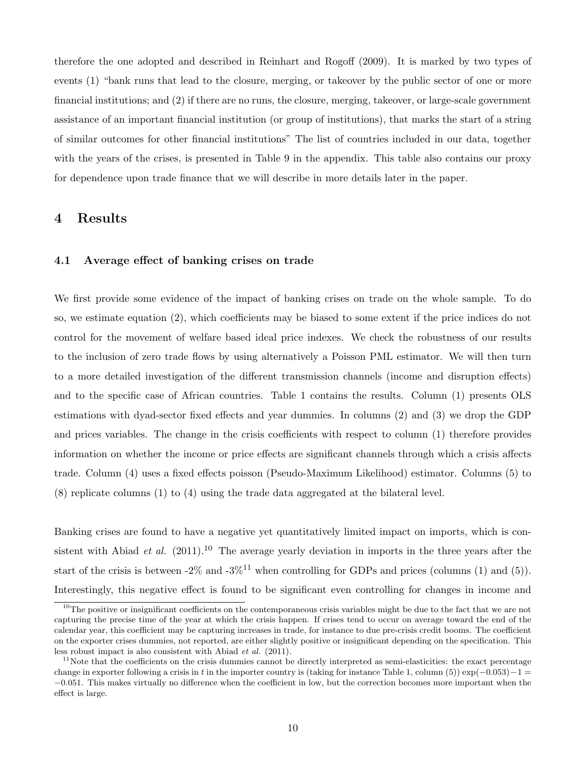therefore the one adopted and described in Reinhart and Rogoff (2009). It is marked by two types of events (1) "bank runs that lead to the closure, merging, or takeover by the public sector of one or more financial institutions; and (2) if there are no runs, the closure, merging, takeover, or large-scale government assistance of an important financial institution (or group of institutions), that marks the start of a string of similar outcomes for other financial institutions" The list of countries included in our data, together with the years of the crises, is presented in Table 9 in the appendix. This table also contains our proxy for dependence upon trade finance that we will describe in more details later in the paper.

## 4 Results

### 4.1 Average effect of banking crises on trade

We first provide some evidence of the impact of banking crises on trade on the whole sample. To do so, we estimate equation (2), which coefficients may be biased to some extent if the price indices do not control for the movement of welfare based ideal price indexes. We check the robustness of our results to the inclusion of zero trade flows by using alternatively a Poisson PML estimator. We will then turn to a more detailed investigation of the different transmission channels (income and disruption effects) and to the specific case of African countries. Table 1 contains the results. Column (1) presents OLS estimations with dyad-sector fixed effects and year dummies. In columns (2) and (3) we drop the GDP and prices variables. The change in the crisis coefficients with respect to column (1) therefore provides information on whether the income or price effects are significant channels through which a crisis affects trade. Column (4) uses a fixed effects poisson (Pseudo-Maximum Likelihood) estimator. Columns (5) to (8) replicate columns (1) to (4) using the trade data aggregated at the bilateral level.

Banking crises are found to have a negative yet quantitatively limited impact on imports, which is consistent with Abiad *et al.* (2011).[10] The average yearly deviation in imports in the three years after the start of the crisis is between -2% and -3%[11] when controlling for GDPs and prices (columns (1) and (5)). Interestingly, this negative effect is found to be significant even controlling for changes in income and

[10] The positive or insignificant coefficients on the contemporaneous crisis variables might be due to the fact that we are not capturing the precise time of the year at which the crisis happen. If crises tend to occur on average toward the end of the calendar year, this coefficient may be capturing increases in trade, for instance to due pre-crisis credit booms. The coefficient on the exporter crises dummies, not reported, are either slightly positive or insignificant depending on the specification. This less robust impact is also consistent with Abiad *et al.* (2011).

[11] Note that the coefficients on the crisis dummies cannot be directly interpreted as semi-elasticities: the exact percentage change in exporter following a crisis in $t$ in the importer country is (taking for instance Table 1, column (5)) $\exp(-0.053)-1 = -0.051$. This makes virtually no difference when the coefficient in low, but the correction becomes more important when the effect is large.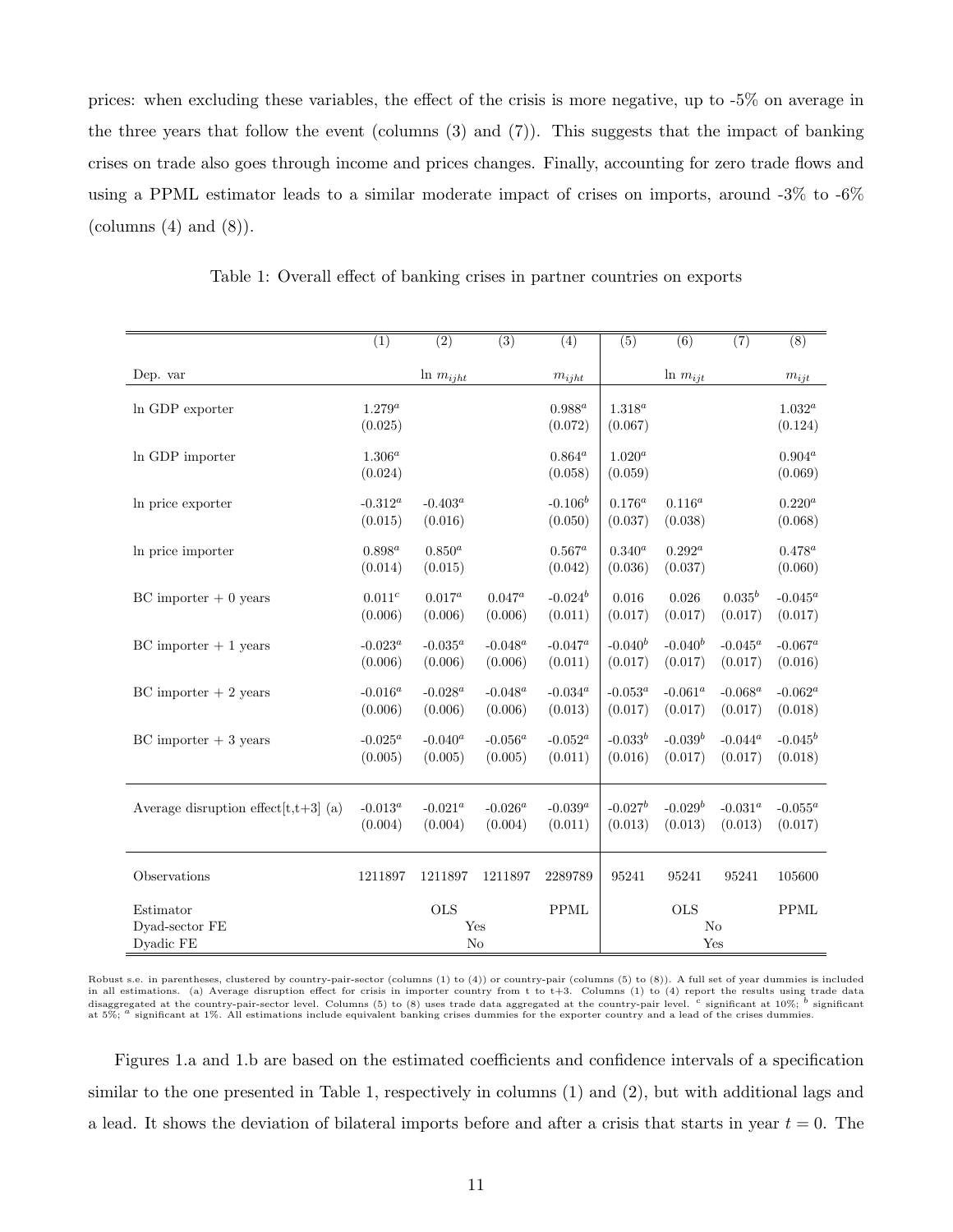prices: when excluding these variables, the effect of the crisis is more negative, up to -5% on average in the three years that follow the event (columns (3) and (7)). This suggests that the impact of banking crises on trade also goes through income and prices changes. Finally, accounting for zero trade flows and using a PPML estimator leads to a similar moderate impact of crises on imports, around -3% to -6% (columns (4) and (8)).

Table 1: Overall effect of banking crises in partner countries on exports

| | (1) | (2) | (3) | (4) | (5) | (6) | (7) | (8) |
|---|---|---|---|---|---|---|---|---|
| Dep. var | | ln $m_{ijht}$ | | $m_{ijht}$ | | ln $m_{ijt}$ | | $m_{ijt}$ |
| ln GDP exporter | 1.279$^a$ | | | 0.988$^a$ | 1.318$^a$ | | | 1.032$^a$ |
| | (0.025) | | | (0.072) | (0.067) | | | (0.124) |
| ln GDP importer | 1.306$^a$ | | | 0.864$^a$ | 1.020$^a$ | | | 0.904$^a$ |
| | (0.024) | | | (0.058) | (0.059) | | | (0.069) |
| ln price exporter | -0.312$^a$ | -0.403$^a$ | | -0.106$^b$ | 0.176$^a$ | 0.116$^a$ | | 0.220$^a$ |
| | (0.015) | (0.016) | | (0.050) | (0.037) | (0.038) | | (0.068) |
| ln price importer | 0.898$^a$ | 0.850$^a$ | | 0.567$^a$ | 0.340$^a$ | 0.292$^a$ | | 0.478$^a$ |
| | (0.014) | (0.015) | | (0.042) | (0.036) | (0.037) | | (0.060) |
| BC importer + 0 years | 0.011$^c$ | 0.017$^a$ | 0.047$^a$ | -0.024$^b$ | 0.016 | 0.026 | 0.035$^b$ | -0.045$^a$ |
| | (0.006) | (0.006) | (0.006) | (0.011) | (0.017) | (0.017) | (0.017) | (0.017) |
| BC importer + 1 years | -0.023$^a$ | -0.035$^a$ | -0.048$^a$ | -0.047$^a$ | -0.040$^b$ | -0.040$^b$ | -0.045$^a$ | -0.067$^a$ |
| | (0.006) | (0.006) | (0.006) | (0.011) | (0.017) | (0.017) | (0.017) | (0.016) |
| BC importer + 2 years | -0.016$^a$ | -0.028$^a$ | -0.048$^a$ | -0.034$^a$ | -0.053$^a$ | -0.061$^a$ | -0.068$^a$ | -0.062$^a$ |
| | (0.006) | (0.006) | (0.006) | (0.013) | (0.017) | (0.017) | (0.017) | (0.018) |
| BC importer + 3 years | -0.025$^a$ | -0.040$^a$ | -0.056$^a$ | -0.052$^a$ | -0.033$^b$ | -0.039$^b$ | -0.044$^a$ | -0.045$^b$ |
| | (0.005) | (0.005) | (0.005) | (0.011) | (0.016) | (0.017) | (0.017) | (0.018) |
| Average disruption effect[t,t+3] (a) | -0.013$^a$ | -0.021$^a$ | -0.026$^a$ | -0.039$^a$ | -0.027$^b$ | -0.029$^b$ | -0.031$^a$ | -0.055$^a$ |
| | (0.004) | (0.004) | (0.004) | (0.011) | (0.013) | (0.013) | (0.013) | (0.017) |
| Observations | 1211897 | 1211897 | 1211897 | 2289789 | 95241 | 95241 | 95241 | 105600 |
| Estimator | | OLS | | PPML | | OLS | | PPML |
| Dyad-sector FE | | Yes | | | | No | | |
| Dyadic FE | | No | | | | Yes | | |

Robust s.e. in parentheses, clustered by country-pair-sector (columns (1) to (4)) or country-pair (columns (5) to (8)). A full set of year dummies is included in all estimations. (a) Average disruption effect for crisis in importer country from t to t+3. Columns (1) to (4) report the results using trade data disaggregated at the country-pair-sector level. Columns (5) to (8) uses trade data aggregated at the country-pair level. $^c$ significant at 10%; $^b$ significant at 5%; $^a$ significant at 1%. All estimations include equivalent banking crises dummies for the exporter country and a lead of the crises dummies.

Figures 1.a and 1.b are based on the estimated coefficients and confidence intervals of a specification similar to the one presented in Table 1, respectively in columns (1) and (2), but with additional lags and a lead. It shows the deviation of bilateral imports before and after a crisis that starts in year $t = 0$. The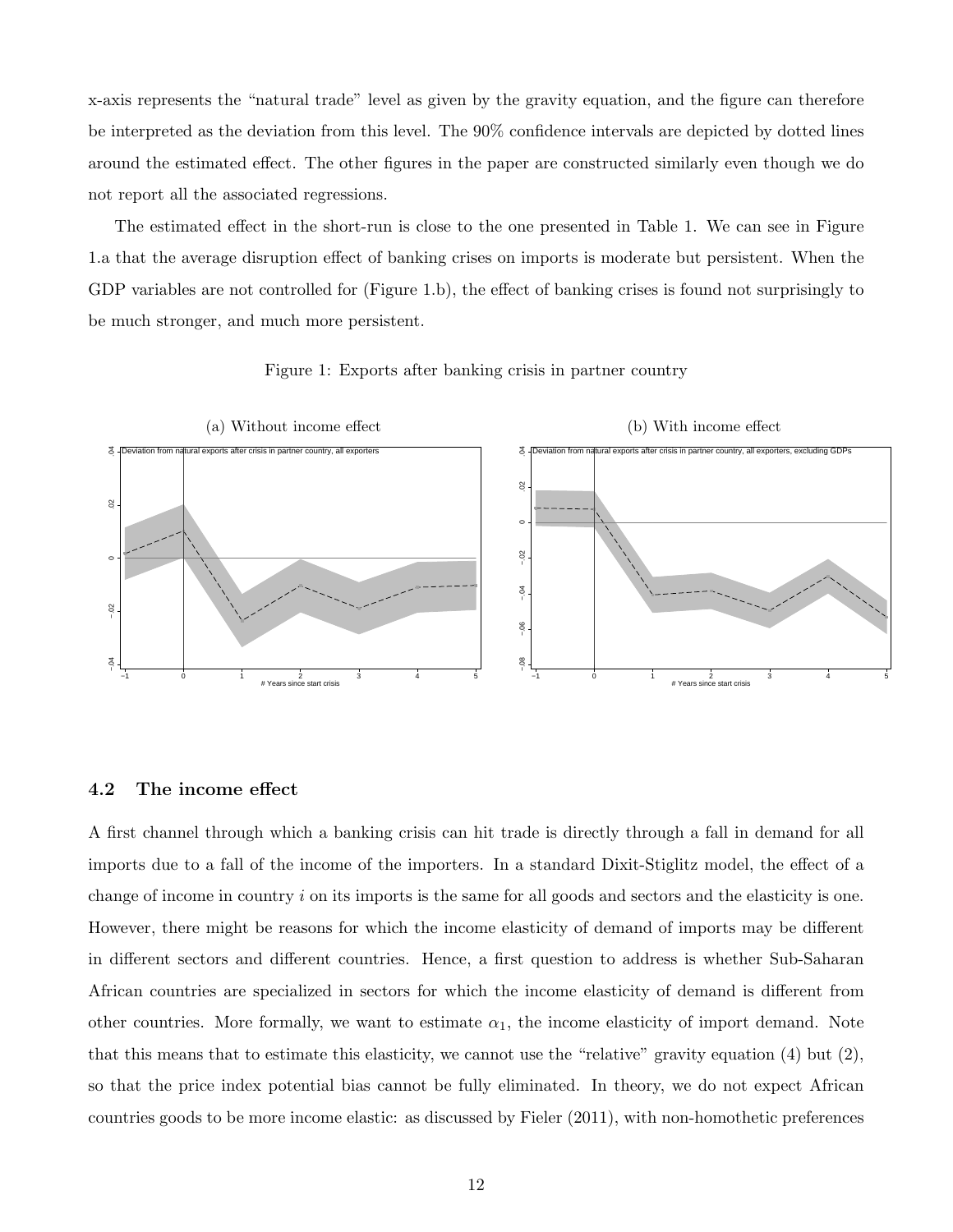x-axis represents the "natural trade" level as given by the gravity equation, and the figure can therefore be interpreted as the deviation from this level. The 90% confidence intervals are depicted by dotted lines around the estimated effect. The other figures in the paper are constructed similarly even though we do not report all the associated regressions.

The estimated effect in the short-run is close to the one presented in Table 1. We can see in Figure 1.a that the average disruption effect of banking crises on imports is moderate but persistent. When the GDP variables are not controlled for (Figure 1.b), the effect of banking crises is found not surprisingly to be much stronger, and much more persistent.

Figure 1: Exports after banking crisis in partner country

(a) Without income effect

(b) With income effect

### 4.2 The income effect

A first channel through which a banking crisis can hit trade is directly through a fall in demand for all imports due to a fall of the income of the importers. In a standard Dixit-Stiglitz model, the effect of a change of income in country $i$ on its imports is the same for all goods and sectors and the elasticity is one. However, there might be reasons for which the income elasticity of demand of imports may be different in different sectors and different countries. Hence, a first question to address is whether Sub-Saharan African countries are specialized in sectors for which the income elasticity of demand is different from other countries. More formally, we want to estimate $\alpha_1$, the income elasticity of import demand. Note that this means that to estimate this elasticity, we cannot use the "relative" gravity equation (4) but (2), so that the price index potential bias cannot be fully eliminated. In theory, we do not expect African countries goods to be more income elastic: as discussed by Fieler (2011), with non-homothetic preferences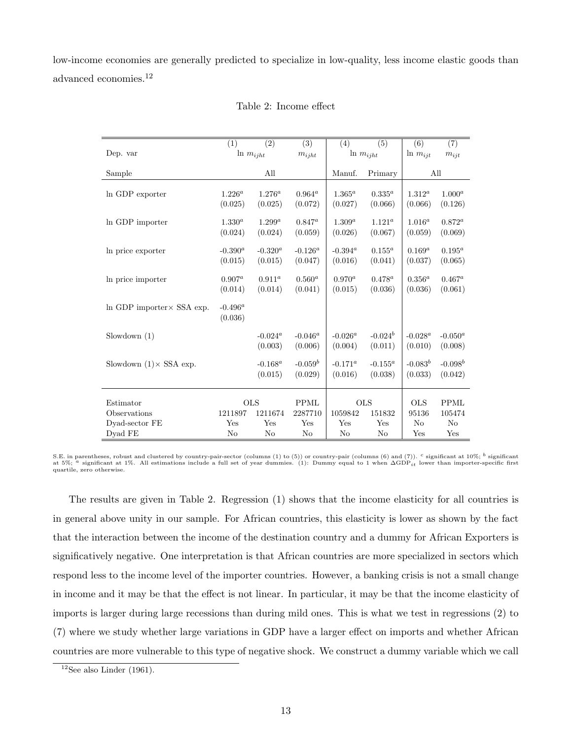low-income economies are generally predicted to specialize in low-quality, less income elastic goods than advanced economies.[12]

Table 2: Income effect

| | (1) | (2) | (3) | (4) | (5) | (6) | (7) |
|---|---|---|---|---|---|---|---|
| Dep. var | $\ln m_{ijht}$ | | $m_{ijht}$ | $\ln m_{ijht}$ | | $\ln m_{ijt}$ | $m_{ijt}$ |
| Sample | All | | | Manuf. | Primary | All | |
| ln GDP exporter | $1.226^a$ | $1.276^a$ | $0.964^a$ | $1.365^a$ | $0.335^a$ | $1.312^a$ | $1.000^a$ |
| | (0.025) | (0.025) | (0.072) | (0.027) | (0.066) | (0.066) | (0.126) |
| ln GDP importer | $1.330^a$ | $1.299^a$ | $0.847^a$ | $1.309^a$ | $1.121^a$ | $1.016^a$ | $0.872^a$ |
| | (0.024) | (0.024) | (0.059) | (0.026) | (0.067) | (0.059) | (0.069) |
| ln price exporter | $-0.390^a$ | $-0.320^a$ | $-0.126^a$ | $-0.394^a$ | $0.155^a$ | $0.169^a$ | $0.195^a$ |
| | (0.015) | (0.015) | (0.047) | (0.016) | (0.041) | (0.037) | (0.065) |
| ln price importer | $0.907^a$ | $0.911^a$ | $0.560^a$ | $0.970^a$ | $0.478^a$ | $0.356^a$ | $0.467^a$ |
| | (0.014) | (0.014) | (0.041) | (0.015) | (0.036) | (0.036) | (0.061) |
| ln GDP importer× SSA exp. | $-0.496^a$ | | | | | | |
| | (0.036) | | | | | | |
| Slowdown (1) | | $-0.024^a$ | $-0.046^a$ | $-0.026^a$ | $-0.024^b$ | $-0.028^a$ | $-0.050^a$ |
| | | (0.003) | (0.006) | (0.004) | (0.011) | (0.010) | (0.008) |
| Slowdown (1)× SSA exp. | | $-0.168^a$ | $-0.059^b$ | $-0.171^a$ | $-0.155^a$ | $-0.083^b$ | $-0.098^b$ |
| | | (0.015) | (0.029) | (0.016) | (0.038) | (0.033) | (0.042) |
| Estimator | OLS | | PPML | OLS | | OLS | PPML |
| Observations | 1211897 | 1211674 | 2287710 | 1059842 | 151832 | 95136 | 105474 |
| Dyad-sector FE | Yes | Yes | Yes | Yes | Yes | No | No |
| Dyad FE | No | No | No | No | No | Yes | Yes |

S.E. in parentheses, robust and clustered by country-pair-sector (columns (1) to (5)) or country-pair (columns (6) and (7)). [c] significant at 10%; [b] significant at 5%; [a] significant at 1%. All estimations include a full set of year dummies. (1): Dummy equal to 1 when $\Delta \text{GDP}_{it}$ lower than importer-specific first quartile, zero otherwise.

The results are given in Table 2. Regression (1) shows that the income elasticity for all countries is in general above unity in our sample. For African countries, this elasticity is lower as shown by the fact that the interaction between the income of the destination country and a dummy for African Exporters is significatively negative. One interpretation is that African countries are more specialized in sectors which respond less to the income level of the importer countries. However, a banking crisis is not a small change in income and it may be that the effect is not linear. In particular, it may be that the income elasticity of imports is larger during large recessions than during mild ones. This is what we test in regressions (2) to (7) where we study whether large variations in GDP have a larger effect on imports and whether African countries are more vulnerable to this type of negative shock. We construct a dummy variable which we call

[12] See also Linder (1961).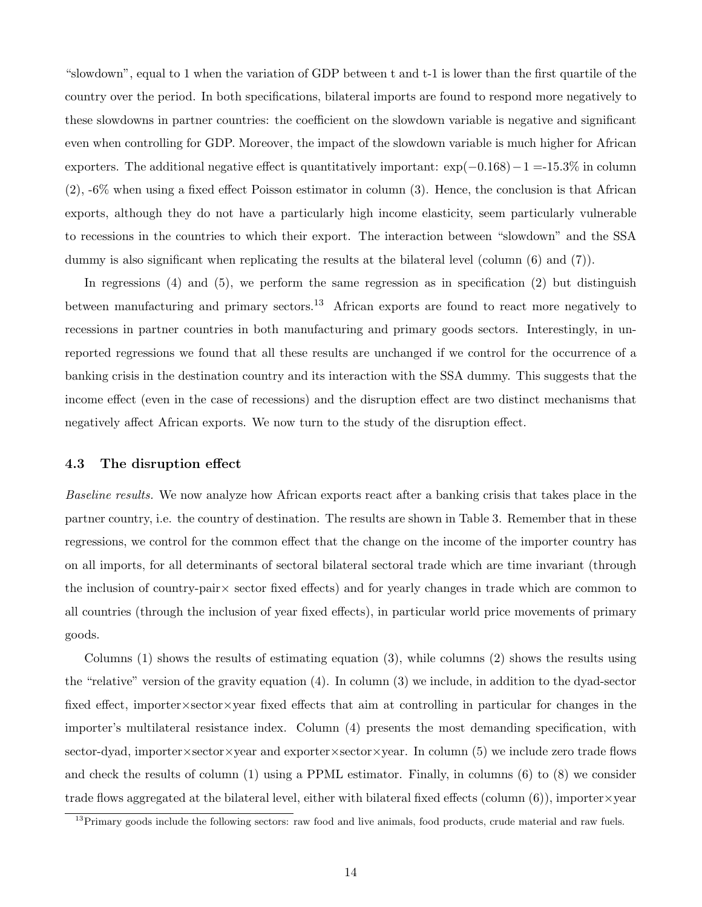"slowdown", equal to 1 when the variation of GDP between t and t-1 is lower than the first quartile of the country over the period. In both specifications, bilateral imports are found to respond more negatively to these slowdowns in partner countries: the coefficient on the slowdown variable is negative and significant even when controlling for GDP. Moreover, the impact of the slowdown variable is much higher for African exporters. The additional negative effect is quantitatively important: $\exp(-0.168) - 1$ =-15.3% in column (2), -6% when using a fixed effect Poisson estimator in column (3). Hence, the conclusion is that African exports, although they do not have a particularly high income elasticity, seem particularly vulnerable to recessions in the countries to which their export. The interaction between "slowdown" and the SSA dummy is also significant when replicating the results at the bilateral level (column (6) and (7)).

In regressions (4) and (5), we perform the same regression as in specification (2) but distinguish between manufacturing and primary sectors.[13] African exports are found to react more negatively to recessions in partner countries in both manufacturing and primary goods sectors. Interestingly, in unreported regressions we found that all these results are unchanged if we control for the occurrence of a banking crisis in the destination country and its interaction with the SSA dummy. This suggests that the income effect (even in the case of recessions) and the disruption effect are two distinct mechanisms that negatively affect African exports. We now turn to the study of the disruption effect.

### 4.3 The disruption effect

*Baseline results.* We now analyze how African exports react after a banking crisis that takes place in the partner country, i.e. the country of destination. The results are shown in Table 3. Remember that in these regressions, we control for the common effect that the change on the income of the importer country has on all imports, for all determinants of sectoral bilateral sectoral trade which are time invariant (through the inclusion of country-pair× sector fixed effects) and for yearly changes in trade which are common to all countries (through the inclusion of year fixed effects), in particular world price movements of primary goods.

Columns (1) shows the results of estimating equation (3), while columns (2) shows the results using the "relative" version of the gravity equation (4). In column (3) we include, in addition to the dyad-sector fixed effect, importer×sector×year fixed effects that aim at controlling in particular for changes in the importer's multilateral resistance index. Column (4) presents the most demanding specification, with sector-dyad, importer×sector×year and exporter×sector×year. In column (5) we include zero trade flows and check the results of column (1) using a PPML estimator. Finally, in columns (6) to (8) we consider trade flows aggregated at the bilateral level, either with bilateral fixed effects (column (6)), importer×year

[13] Primary goods include the following sectors: raw food and live animals, food products, crude material and raw fuels.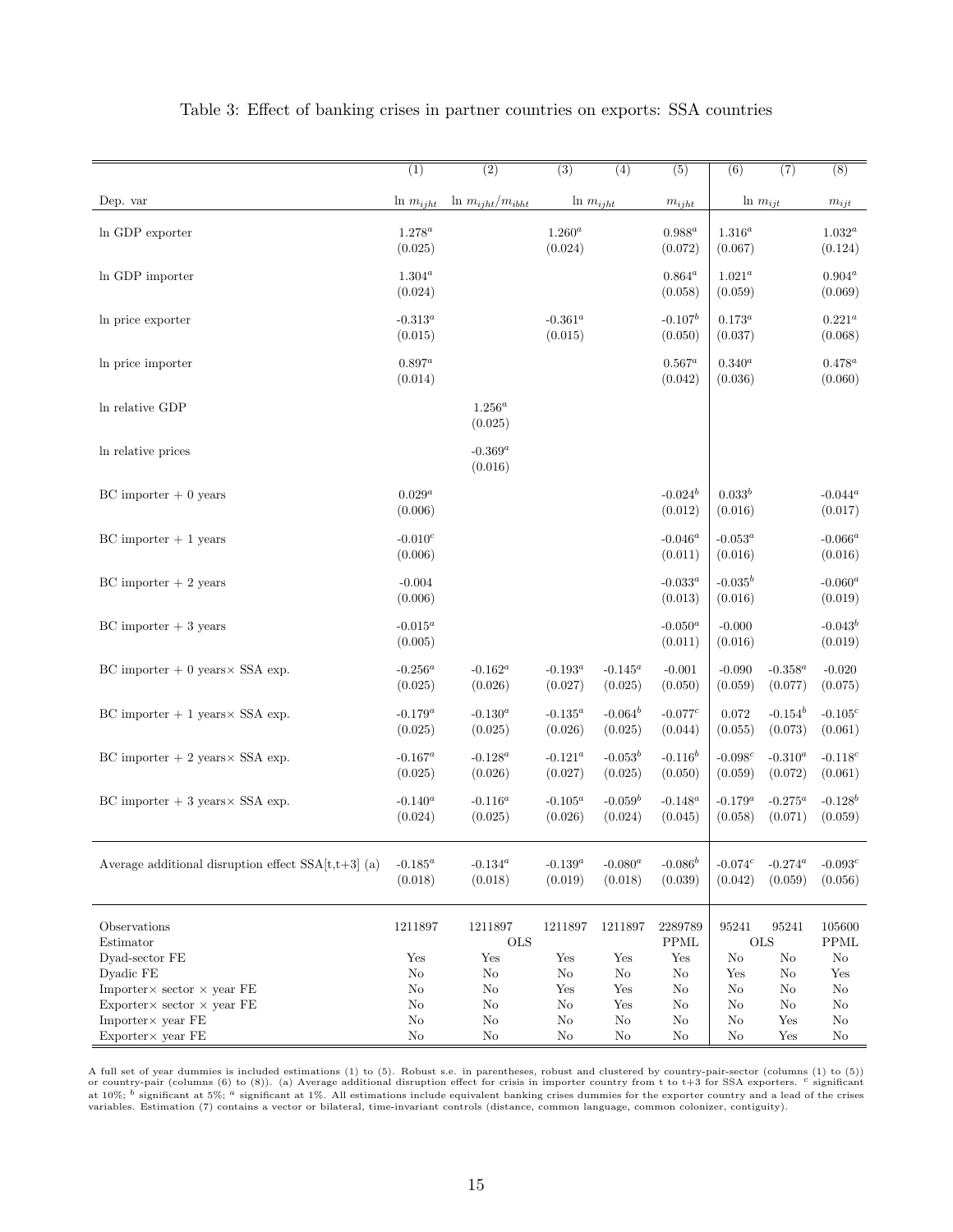Table 3: Effect of banking crises in partner countries on exports: SSA countries

| | (1) | (2) | (3) | (4) | (5) | (6) | (7) | (8) |
|---|---|---|---|---|---|---|---|---|
| Dep. var | $\ln m_{ijht}$ | $\ln m_{ijht}/m_{ibht}$ | $\ln m_{ijht}$ | | $m_{ijht}$ | $\ln m_{ijt}$ | | $m_{ijt}$ |
| ln GDP exporter | $1.278^a$ | | $1.260^a$ | | $0.988^a$ | $1.316^a$ | | $1.032^a$ |
| | (0.025) | | (0.024) | | (0.072) | (0.067) | | (0.124) |
| ln GDP importer | $1.304^a$ | | | | $0.864^a$ | $1.021^a$ | | $0.904^a$ |
| | (0.024) | | | | (0.058) | (0.059) | | (0.069) |
| ln price exporter | $-0.313^a$ | | $-0.361^a$ | | $-0.107^b$ | $0.173^a$ | | $0.221^a$ |
| | (0.015) | | (0.015) | | (0.050) | (0.037) | | (0.068) |
| ln price importer | $0.897^a$ | | | | $0.567^a$ | $0.340^a$ | | $0.478^a$ |
| | (0.014) | | | | (0.042) | (0.036) | | (0.060) |
| ln relative GDP | | $1.256^a$ | | | | | | |
| | | (0.025) | | | | | | |
| ln relative prices | | $-0.369^a$ | | | | | | |
| | | (0.016) | | | | | | |
| BC importer + 0 years | $0.029^a$ | | | | $-0.024^b$ | $0.033^b$ | | $-0.044^a$ |
| | (0.006) | | | | (0.012) | (0.016) | | (0.017) |
| BC importer + 1 years | $-0.010^c$ | | | | $-0.046^a$ | $-0.053^a$ | | $-0.066^a$ |
| | (0.006) | | | | (0.011) | (0.016) | | (0.016) |
| BC importer + 2 years | -0.004 | | | | $-0.033^a$ | $-0.035^b$ | | $-0.060^a$ |
| | (0.006) | | | | (0.013) | (0.016) | | (0.019) |
| BC importer + 3 years | $-0.015^a$ | | | | $-0.050^a$ | -0.000 | | $-0.043^b$ |
| | (0.005) | | | | (0.011) | (0.016) | | (0.019) |
| BC importer + 0 years× SSA exp. | $-0.256^a$ | $-0.162^a$ | $-0.193^a$ | $-0.145^a$ | -0.001 | -0.090 | $-0.358^a$ | -0.020 |
| | (0.025) | (0.026) | (0.027) | (0.025) | (0.050) | (0.059) | (0.077) | (0.075) |
| BC importer + 1 years× SSA exp. | $-0.179^a$ | $-0.130^a$ | $-0.135^a$ | $-0.064^b$ | $-0.077^c$ | 0.072 | $-0.154^b$ | $-0.105^c$ |
| | (0.025) | (0.025) | (0.026) | (0.025) | (0.044) | (0.055) | (0.073) | (0.061) |
| BC importer + 2 years× SSA exp. | $-0.167^a$ | $-0.128^a$ | $-0.121^a$ | $-0.053^b$ | $-0.116^b$ | $-0.098^c$ | $-0.310^a$ | $-0.118^c$ |
| | (0.025) | (0.026) | (0.027) | (0.025) | (0.050) | (0.059) | (0.072) | (0.061) |
| BC importer + 3 years× SSA exp. | $-0.140^a$ | $-0.116^a$ | $-0.105^a$ | $-0.059^b$ | $-0.148^a$ | $-0.179^a$ | $-0.275^a$ | $-0.128^b$ |
| | (0.024) | (0.025) | (0.026) | (0.024) | (0.045) | (0.058) | (0.071) | (0.059) |
| Average additional disruption effect SSA[t,t+3] (a) | $-0.185^a$ | $-0.134^a$ | $-0.139^a$ | $-0.080^a$ | $-0.086^b$ | $-0.074^c$ | $-0.274^a$ | $-0.093^c$ |
| | (0.018) | (0.018) | (0.019) | (0.018) | (0.039) | (0.042) | (0.059) | (0.056) |
| Observations | 1211897 | 1211897 | 1211897 | 1211897 | 2289789 | 95241 | 95241 | 105600 |
| Estimator | | OLS | | | PPML | OLS | | PPML |
| Dyad-sector FE | Yes | Yes | Yes | Yes | Yes | No | No | No |
| Dyadic FE | No | No | No | No | No | Yes | No | Yes |
| Importer× sector × year FE | No | No | Yes | Yes | No | No | No | No |
| Exporter× sector × year FE | No | No | No | Yes | No | No | No | No |
| Importer× year FE | No | No | No | No | No | No | Yes | No |
| Exporter× year FE | No | No | No | No | No | No | Yes | No |

A full set of year dummies is included estimations (1) to (5). Robust s.e. in parentheses, robust and clustered by country-pair-sector (columns (1) to (5)) or country-pair (columns (6) to (8)). (a) Average additional disruption effect for crisis in importer country from t to t+3 for SSA exporters. [c] significant at 10%; [b] significant at 5%; [a] significant at 1%. All estimations include equivalent banking crises dummies for the exporter country and a lead of the crises variables. Estimation (7) contains a vector or bilateral, time-invariant controls (distance, common language, common colonizer, contiguity).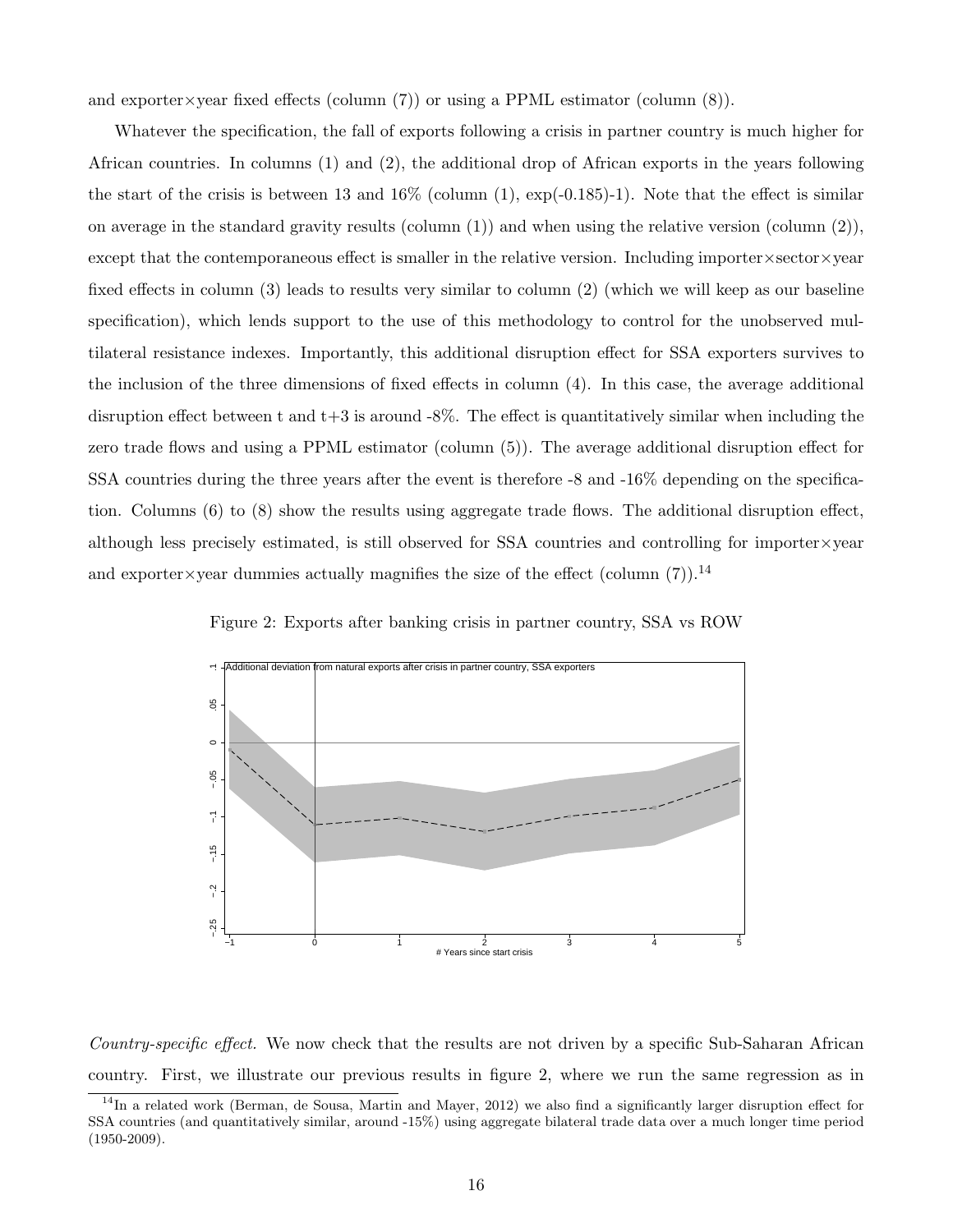and exporter×year fixed effects (column (7)) or using a PPML estimator (column (8)).

Whatever the specification, the fall of exports following a crisis in partner country is much higher for African countries. In columns (1) and (2), the additional drop of African exports in the years following the start of the crisis is between 13 and 16% (column (1), exp(-0.185)-1). Note that the effect is similar on average in the standard gravity results (column (1)) and when using the relative version (column (2)), except that the contemporaneous effect is smaller in the relative version. Including importer×sector×year fixed effects in column (3) leads to results very similar to column (2) (which we will keep as our baseline specification), which lends support to the use of this methodology to control for the unobserved multilateral resistance indexes. Importantly, this additional disruption effect for SSA exporters survives to the inclusion of the three dimensions of fixed effects in column (4). In this case, the average additional disruption effect between t and t+3 is around -8%. The effect is quantitatively similar when including the zero trade flows and using a PPML estimator (column (5)). The average additional disruption effect for SSA countries during the three years after the event is therefore -8 and -16% depending on the specification. Columns (6) to (8) show the results using aggregate trade flows. The additional disruption effect, although less precisely estimated, is still observed for SSA countries and controlling for importer×year and exporter×year dummies actually magnifies the size of the effect (column (7)).[14]

Figure 2: Exports after banking crisis in partner country, SSA vs ROW

*Country-specific effect.* We now check that the results are not driven by a specific Sub-Saharan African country. First, we illustrate our previous results in figure 2, where we run the same regression as in

[14] In a related work (Berman, de Sousa, Martin and Mayer, 2012) we also find a significantly larger disruption effect for SSA countries (and quantitatively similar, around -15%) using aggregate bilateral trade data over a much longer time period (1950-2009).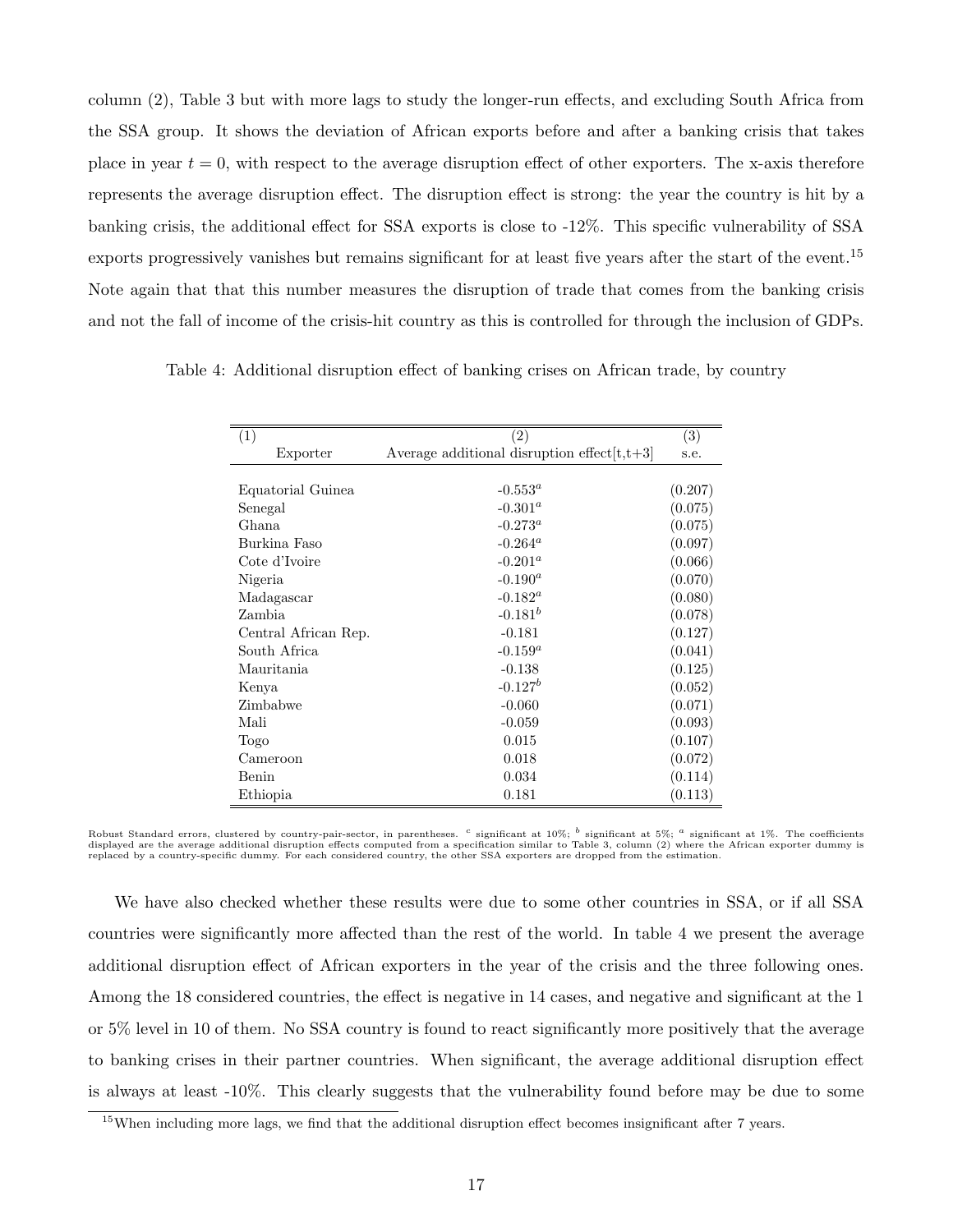column (2), Table 3 but with more lags to study the longer-run effects, and excluding South Africa from the SSA group. It shows the deviation of African exports before and after a banking crisis that takes place in year $t = 0$, with respect to the average disruption effect of other exporters. The x-axis therefore represents the average disruption effect. The disruption effect is strong: the year the country is hit by a banking crisis, the additional effect for SSA exports is close to -12%. This specific vulnerability of SSA exports progressively vanishes but remains significant for at least five years after the start of the event.[15] Note again that that this number measures the disruption of trade that comes from the banking crisis and not the fall of income of the crisis-hit country as this is controlled for through the inclusion of GDPs.

Table 4: Additional disruption effect of banking crises on African trade, by country

| (1) Exporter | (2) Average additional disruption effect[t,t+3] | (3) s.e. |
|---|---|---|
| Equatorial Guinea | $-0.553^a$ | (0.207) |
| Senegal | $-0.301^a$ | (0.075) |
| Ghana | $-0.273^a$ | (0.075) |
| Burkina Faso | $-0.264^a$ | (0.097) |
| Cote d'Ivoire | $-0.201^a$ | (0.066) |
| Nigeria | $-0.190^a$ | (0.070) |
| Madagascar | $-0.182^a$ | (0.080) |
| Zambia | $-0.181^b$ | (0.078) |
| Central African Rep. | -0.181 | (0.127) |
| South Africa | $-0.159^a$ | (0.041) |
| Mauritania | -0.138 | (0.125) |
| Kenya | $-0.127^b$ | (0.052) |
| Zimbabwe | -0.060 | (0.071) |
| Mali | -0.059 | (0.093) |
| Togo | 0.015 | (0.107) |
| Cameroon | 0.018 | (0.072) |
| Benin | 0.034 | (0.114) |
| Ethiopia | 0.181 | (0.113) |

Robust Standard errors, clustered by country-pair-sector, in parentheses. [c] significant at 10%; [b] significant at 5%; [a] significant at 1%. The coefficients displayed are the average additional disruption effects computed from a specification similar to Table 3, column (2) where the African exporter dummy is replaced by a country-specific dummy. For each considered country, the other SSA exporters are dropped from the estimation.

We have also checked whether these results were due to some other countries in SSA, or if all SSA countries were significantly more affected than the rest of the world. In table 4 we present the average additional disruption effect of African exporters in the year of the crisis and the three following ones. Among the 18 considered countries, the effect is negative in 14 cases, and negative and significant at the 1 or 5% level in 10 of them. No SSA country is found to react significantly more positively that the average to banking crises in their partner countries. When significant, the average additional disruption effect is always at least -10%. This clearly suggests that the vulnerability found before may be due to some

[15]When including more lags, we find that the additional disruption effect becomes insignificant after 7 years.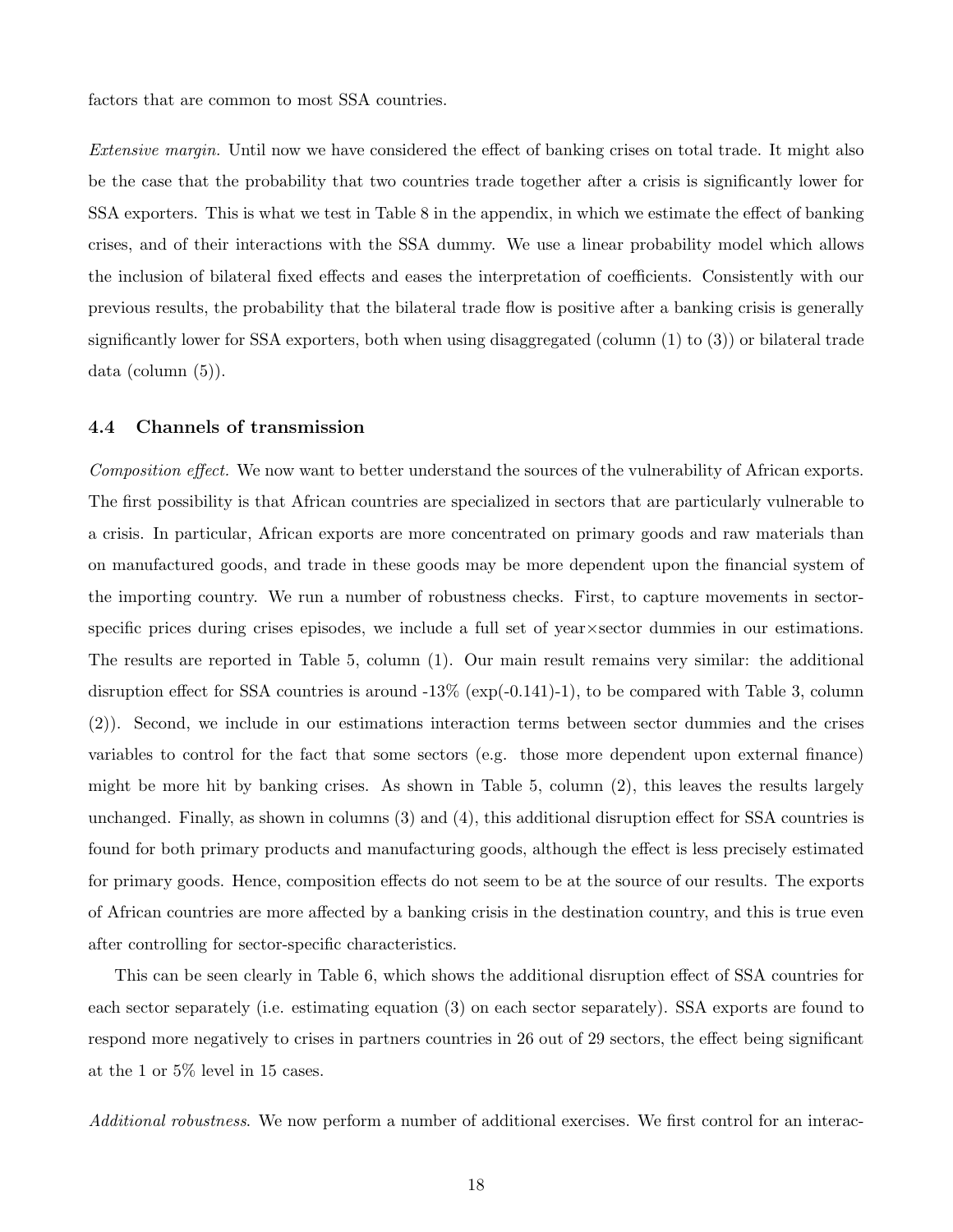factors that are common to most SSA countries.

*Extensive margin.* Until now we have considered the effect of banking crises on total trade. It might also be the case that the probability that two countries trade together after a crisis is significantly lower for SSA exporters. This is what we test in Table 8 in the appendix, in which we estimate the effect of banking crises, and of their interactions with the SSA dummy. We use a linear probability model which allows the inclusion of bilateral fixed effects and eases the interpretation of coefficients. Consistently with our previous results, the probability that the bilateral trade flow is positive after a banking crisis is generally significantly lower for SSA exporters, both when using disaggregated (column (1) to (3)) or bilateral trade data (column (5)).

### 4.4 Channels of transmission

*Composition effect.* We now want to better understand the sources of the vulnerability of African exports. The first possibility is that African countries are specialized in sectors that are particularly vulnerable to a crisis. In particular, African exports are more concentrated on primary goods and raw materials than on manufactured goods, and trade in these goods may be more dependent upon the financial system of the importing country. We run a number of robustness checks. First, to capture movements in sector-specific prices during crises episodes, we include a full set of year×sector dummies in our estimations. The results are reported in Table 5, column (1). Our main result remains very similar: the additional disruption effect for SSA countries is around -13% (exp(-0.141)-1), to be compared with Table 3, column (2)). Second, we include in our estimations interaction terms between sector dummies and the crises variables to control for the fact that some sectors (e.g. those more dependent upon external finance) might be more hit by banking crises. As shown in Table 5, column (2), this leaves the results largely unchanged. Finally, as shown in columns (3) and (4), this additional disruption effect for SSA countries is found for both primary products and manufacturing goods, although the effect is less precisely estimated for primary goods. Hence, composition effects do not seem to be at the source of our results. The exports of African countries are more affected by a banking crisis in the destination country, and this is true even after controlling for sector-specific characteristics.

This can be seen clearly in Table 6, which shows the additional disruption effect of SSA countries for each sector separately (i.e. estimating equation (3) on each sector separately). SSA exports are found to respond more negatively to crises in partners countries in 26 out of 29 sectors, the effect being significant at the 1 or 5% level in 15 cases.

*Additional robustness.* We now perform a number of additional exercises. We first control for an interac-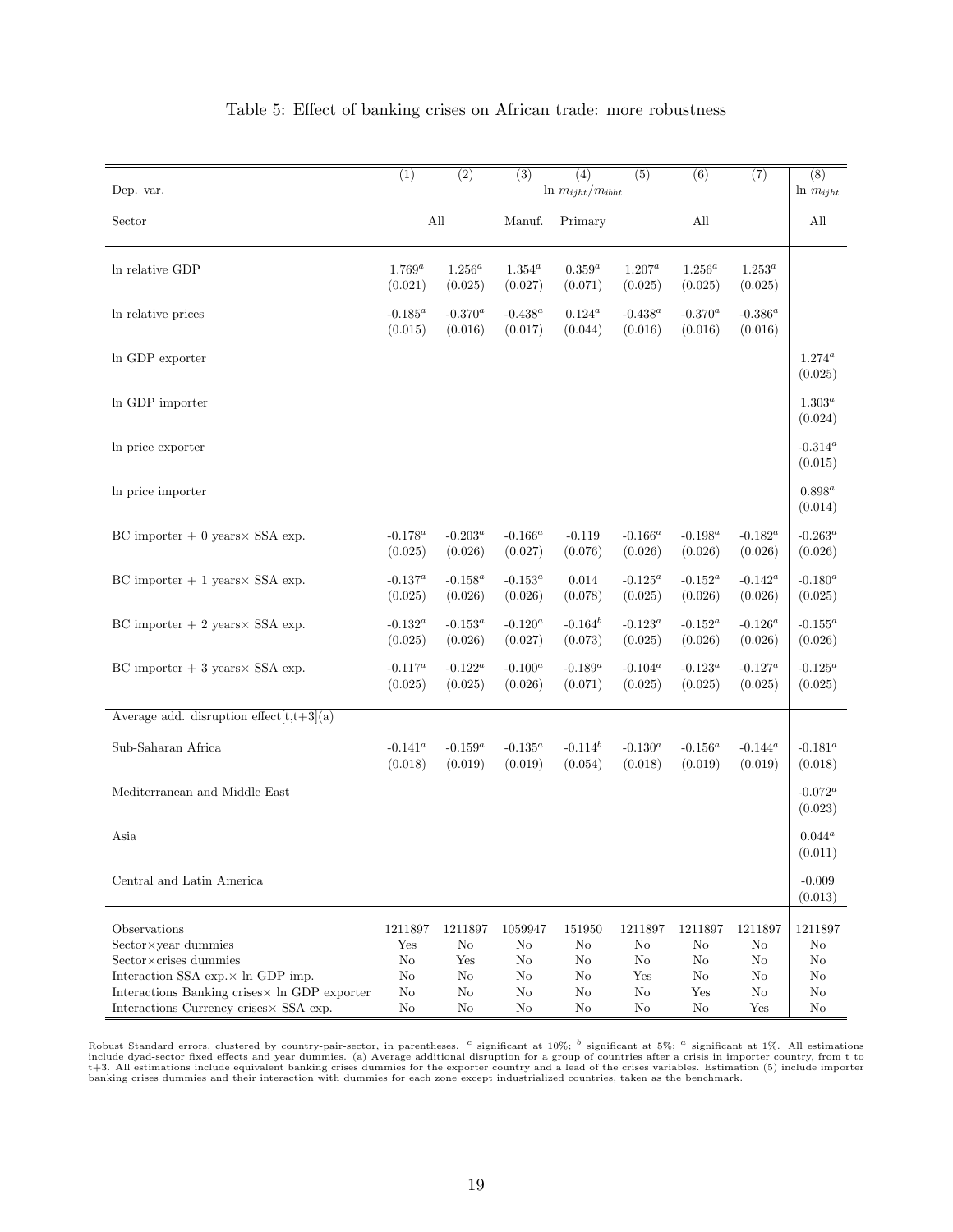Table 5: Effect of banking crises on African trade: more robustness

| | (1) | (2) | (3) | (4) | (5) | (6) | (7) | (8) |
|---|---|---|---|---|---|---|---|---|
| Dep. var. | | | | $\ln m_{ijht}/m_{ibht}$ | | | | $\ln m_{ijht}$ |
| Sector | | All | Manuf. | Primary | | All | | All |
| ln relative GDP | $1.769^a$ | $1.256^a$ | $1.354^a$ | $0.359^a$ | $1.207^a$ | $1.256^a$ | $1.253^a$ | |
| | (0.021) | (0.025) | (0.027) | (0.071) | (0.025) | (0.025) | (0.025) | |
| ln relative prices | $-0.185^a$ | $-0.370^a$ | $-0.438^a$ | $0.124^a$ | $-0.438^a$ | $-0.370^a$ | $-0.386^a$ | |
| | (0.015) | (0.016) | (0.017) | (0.044) | (0.016) | (0.016) | (0.016) | |
| ln GDP exporter | | | | | | | | $1.274^a$ |
| | | | | | | | | (0.025) |
| ln GDP importer | | | | | | | | $1.303^a$ |
| | | | | | | | | (0.024) |
| ln price exporter | | | | | | | | $-0.314^a$ |
| | | | | | | | | (0.015) |
| ln price importer | | | | | | | | $0.898^a$ |
| | | | | | | | | (0.014) |
| BC importer + 0 years× SSA exp. | $-0.178^a$ | $-0.203^a$ | $-0.166^a$ | -0.119 | $-0.166^a$ | $-0.198^a$ | $-0.182^a$ | $-0.263^a$ |
| | (0.025) | (0.026) | (0.027) | (0.076) | (0.026) | (0.026) | (0.026) | (0.026) |
| BC importer + 1 years× SSA exp. | $-0.137^a$ | $-0.158^a$ | $-0.153^a$ | 0.014 | $-0.125^a$ | $-0.152^a$ | $-0.142^a$ | $-0.180^a$ |
| | (0.025) | (0.026) | (0.026) | (0.078) | (0.025) | (0.026) | (0.026) | (0.025) |
| BC importer + 2 years× SSA exp. | $-0.132^a$ | $-0.153^a$ | $-0.120^a$ | $-0.164^b$ | $-0.123^a$ | $-0.152^a$ | $-0.126^a$ | $-0.155^a$ |
| | (0.025) | (0.026) | (0.027) | (0.073) | (0.025) | (0.026) | (0.026) | (0.026) |
| BC importer + 3 years× SSA exp. | $-0.117^a$ | $-0.122^a$ | $-0.100^a$ | $-0.189^a$ | $-0.104^a$ | $-0.123^a$ | $-0.127^a$ | $-0.125^a$ |
| | (0.025) | (0.025) | (0.026) | (0.071) | (0.025) | (0.025) | (0.025) | (0.025) |
| Average add. disruption effect[t,t+3](a) | | | | | | | | |
| Sub-Saharan Africa | $-0.141^a$ | $-0.159^a$ | $-0.135^a$ | $-0.114^b$ | $-0.130^a$ | $-0.156^a$ | $-0.144^a$ | $-0.181^a$ |
| | (0.018) | (0.019) | (0.019) | (0.054) | (0.018) | (0.019) | (0.019) | (0.018) |
| Mediterranean and Middle East | | | | | | | | $-0.072^a$ |
| | | | | | | | | (0.023) |
| Asia | | | | | | | | $0.044^a$ |
| | | | | | | | | (0.011) |
| Central and Latin America | | | | | | | | -0.009 |
| | | | | | | | | (0.013) |
| Observations | 1211897 | 1211897 | 1059947 | 151950 | 1211897 | 1211897 | 1211897 | 1211897 |
| Sector×year dummies | Yes | No | No | No | No | No | No | No |
| Sector×crises dummies | No | Yes | No | No | No | No | No | No |
| Interaction SSA exp.× ln GDP imp. | No | No | No | No | Yes | No | No | No |
| Interactions Banking crises× ln GDP exporter | No | No | No | No | No | Yes | No | No |
| Interactions Currency crises× SSA exp. | No | No | No | No | No | No | Yes | No |

Robust Standard errors, clustered by country-pair-sector, in parentheses. [c] significant at 10%; [b] significant at 5%; [a] significant at 1%. All estimations include dyad-sector fixed effects and year dummies. (a) Average additional disruption for a group of countries after a crisis in importer country, from t to t+3. All estimations include equivalent banking crises dummies for the exporter country and a lead of the crises variables. Estimation (5) include importer banking crises dummies and their interaction with dummies for each zone except industrialized countries, taken as the benchmark.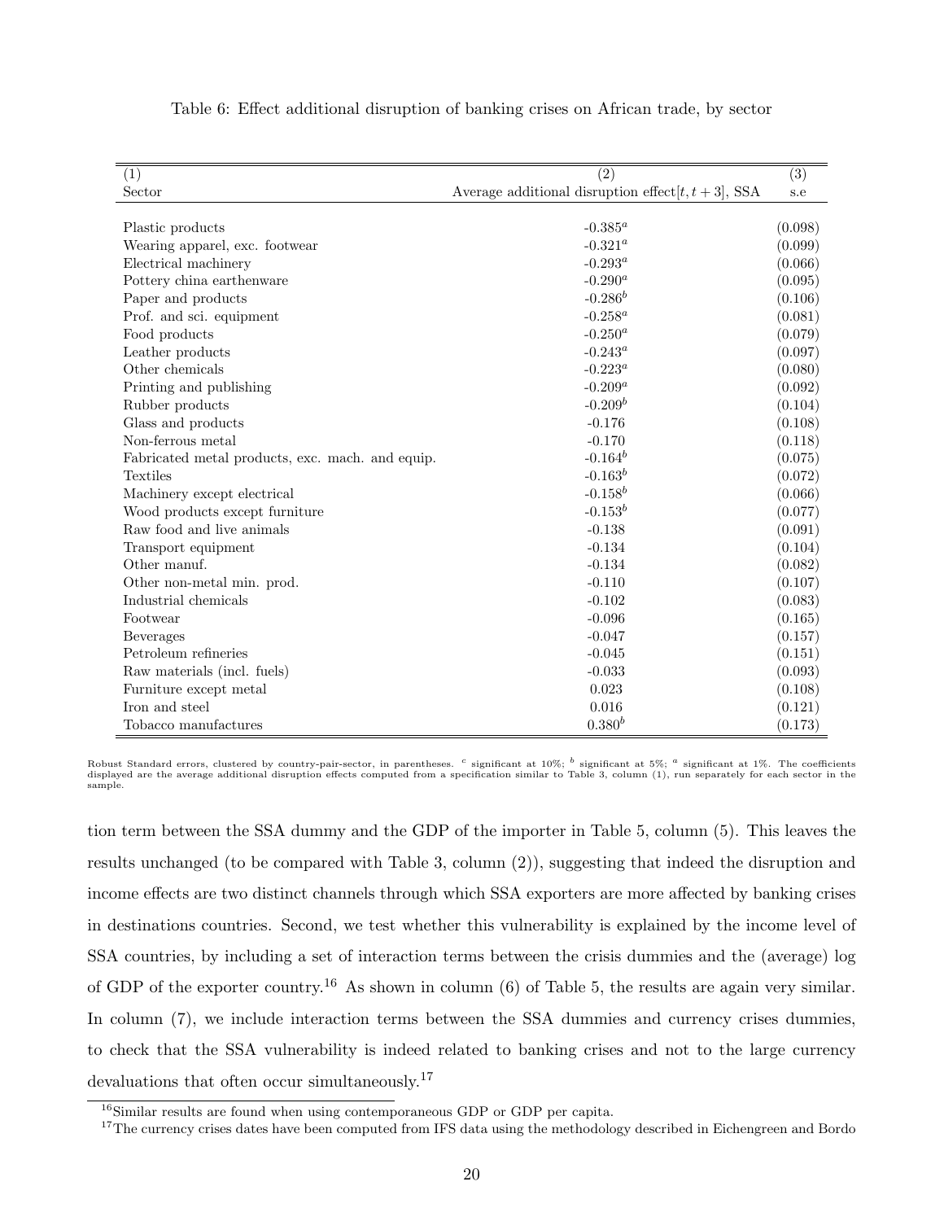Table 6: Effect additional disruption of banking crises on African trade, by sector

| (1) | (2) | (3) |
|---|---|---|
| Sector | Average additional disruption effect$[t, t+3]$, SSA | s.e |
| Plastic products | $-0.385^a$ | (0.098) |
| Wearing apparel, exc. footwear | $-0.321^a$ | (0.099) |
| Electrical machinery | $-0.293^a$ | (0.066) |
| Pottery china earthenware | $-0.290^a$ | (0.095) |
| Paper and products | $-0.286^b$ | (0.106) |
| Prof. and sci. equipment | $-0.258^a$ | (0.081) |
| Food products | $-0.250^a$ | (0.079) |
| Leather products | $-0.243^a$ | (0.097) |
| Other chemicals | $-0.223^a$ | (0.080) |
| Printing and publishing | $-0.209^a$ | (0.092) |
| Rubber products | $-0.209^b$ | (0.104) |
| Glass and products | -0.176 | (0.108) |
| Non-ferrous metal | -0.170 | (0.118) |
| Fabricated metal products, exc. mach. and equip. | $-0.164^b$ | (0.075) |
| Textiles | $-0.163^b$ | (0.072) |
| Machinery except electrical | $-0.158^b$ | (0.066) |
| Wood products except furniture | $-0.153^b$ | (0.077) |
| Raw food and live animals | -0.138 | (0.091) |
| Transport equipment | -0.134 | (0.104) |
| Other manuf. | -0.134 | (0.082) |
| Other non-metal min. prod. | -0.110 | (0.107) |
| Industrial chemicals | -0.102 | (0.083) |
| Footwear | -0.096 | (0.165) |
| Beverages | -0.047 | (0.157) |
| Petroleum refineries | -0.045 | (0.151) |
| Raw materials (incl. fuels) | -0.033 | (0.093) |
| Furniture except metal | 0.023 | (0.108) |
| Iron and steel | 0.016 | (0.121) |
| Tobacco manufactures | $0.380^b$ | (0.173) |

Robust Standard errors, clustered by country-pair-sector, in parentheses. [c] significant at 10%; [b] significant at 5%; [a] significant at 1%. The coefficients displayed are the average additional disruption effects computed from a specification similar to Table 3, column (1), run separately for each sector in the sample.

tion term between the SSA dummy and the GDP of the importer in Table 5, column (5). This leaves the results unchanged (to be compared with Table 3, column (2)), suggesting that indeed the disruption and income effects are two distinct channels through which SSA exporters are more affected by banking crises in destinations countries. Second, we test whether this vulnerability is explained by the income level of SSA countries, by including a set of interaction terms between the crisis dummies and the (average) log of GDP of the exporter country.[16] As shown in column (6) of Table 5, the results are again very similar. In column (7), we include interaction terms between the SSA dummies and currency crises dummies, to check that the SSA vulnerability is indeed related to banking crises and not to the large currency devaluations that often occur simultaneously.[17]

[16] Similar results are found when using contemporaneous GDP or GDP per capita.

[17] The currency crises dates have been computed from IFS data using the methodology described in Eichengreen and Bordo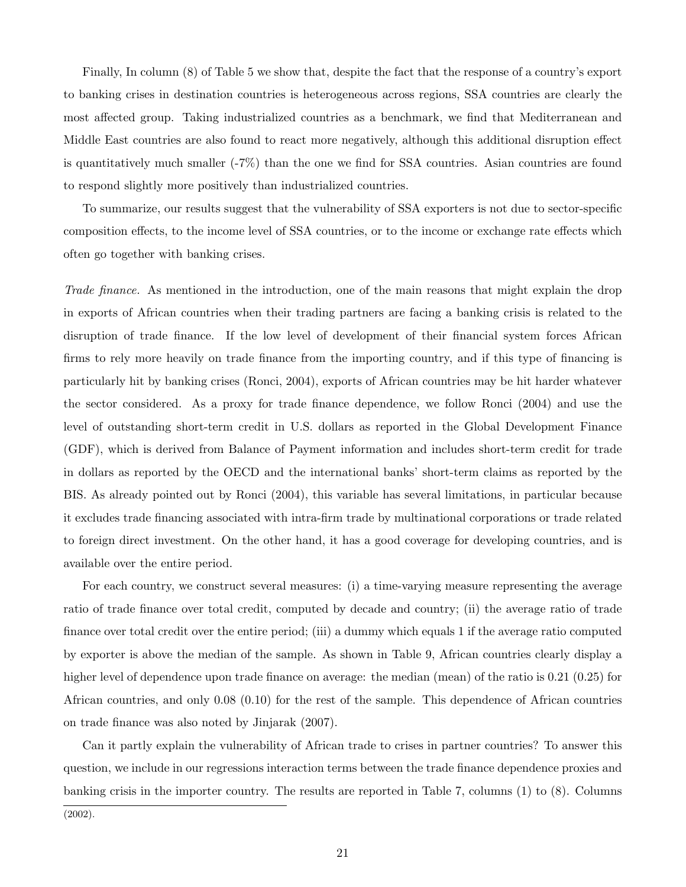Finally, In column (8) of Table 5 we show that, despite the fact that the response of a country's export to banking crises in destination countries is heterogeneous across regions, SSA countries are clearly the most affected group. Taking industrialized countries as a benchmark, we find that Mediterranean and Middle East countries are also found to react more negatively, although this additional disruption effect is quantitatively much smaller (-7%) than the one we find for SSA countries. Asian countries are found to respond slightly more positively than industrialized countries.

To summarize, our results suggest that the vulnerability of SSA exporters is not due to sector-specific composition effects, to the income level of SSA countries, or to the income or exchange rate effects which often go together with banking crises.

*Trade finance.* As mentioned in the introduction, one of the main reasons that might explain the drop in exports of African countries when their trading partners are facing a banking crisis is related to the disruption of trade finance. If the low level of development of their financial system forces African firms to rely more heavily on trade finance from the importing country, and if this type of financing is particularly hit by banking crises (Ronci, 2004), exports of African countries may be hit harder whatever the sector considered. As a proxy for trade finance dependence, we follow Ronci (2004) and use the level of outstanding short-term credit in U.S. dollars as reported in the Global Development Finance (GDF), which is derived from Balance of Payment information and includes short-term credit for trade in dollars as reported by the OECD and the international banks' short-term claims as reported by the BIS. As already pointed out by Ronci (2004), this variable has several limitations, in particular because it excludes trade financing associated with intra-firm trade by multinational corporations or trade related to foreign direct investment. On the other hand, it has a good coverage for developing countries, and is available over the entire period.

For each country, we construct several measures: (i) a time-varying measure representing the average ratio of trade finance over total credit, computed by decade and country; (ii) the average ratio of trade finance over total credit over the entire period; (iii) a dummy which equals 1 if the average ratio computed by exporter is above the median of the sample. As shown in Table 9, African countries clearly display a higher level of dependence upon trade finance on average: the median (mean) of the ratio is 0.21 (0.25) for African countries, and only 0.08 (0.10) for the rest of the sample. This dependence of African countries on trade finance was also noted by Jinjarak (2007).

Can it partly explain the vulnerability of African trade to crises in partner countries? To answer this question, we include in our regressions interaction terms between the trade finance dependence proxies and banking crisis in the importer country. The results are reported in Table 7, columns (1) to (8). Columns

(2002).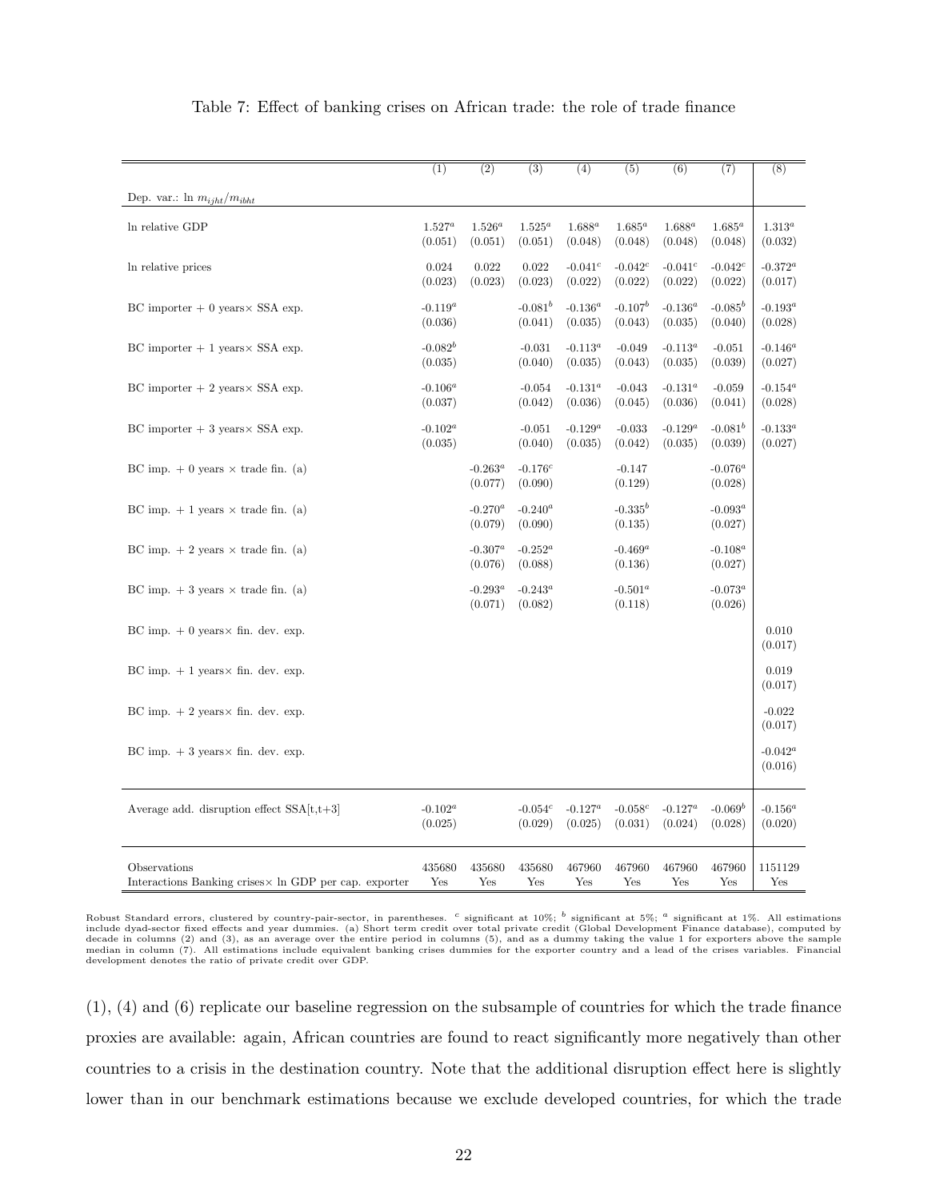Table 7: Effect of banking crises on African trade: the role of trade finance

| | (1) | (2) | (3) | (4) | (5) | (6) | (7) | (8) |
|---|---|---|---|---|---|---|---|---|
| Dep. var.: ln $m_{ijht}/m_{ibht}$ | | | | | | | | |
| ln relative GDP | 1.527[a] | 1.526[a] | 1.525[a] | 1.688[a] | 1.685[a] | 1.688[a] | 1.685[a] | 1.313[a] |
| | (0.051) | (0.051) | (0.051) | (0.048) | (0.048) | (0.048) | (0.048) | (0.032) |
| ln relative prices | 0.024 | 0.022 | 0.022 | -0.041[c] | -0.042[c] | -0.041[c] | -0.042[c] | -0.372[a] |
| | (0.023) | (0.023) | (0.023) | (0.022) | (0.022) | (0.022) | (0.022) | (0.017) |
| BC importer + 0 years× SSA exp. | -0.119[a] | | -0.081[b] | -0.136[a] | -0.107[b] | -0.136[a] | -0.085[b] | -0.193[a] |
| | (0.036) | | (0.041) | (0.035) | (0.043) | (0.035) | (0.040) | (0.028) |
| BC importer + 1 years× SSA exp. | -0.082[b] | | -0.031 | -0.113[a] | -0.049 | -0.113[a] | -0.051 | -0.146[a] |
| | (0.035) | | (0.040) | (0.035) | (0.043) | (0.035) | (0.039) | (0.027) |
| BC importer + 2 years× SSA exp. | -0.106[a] | | -0.054 | -0.131[a] | -0.043 | -0.131[a] | -0.059 | -0.154[a] |
| | (0.037) | | (0.042) | (0.036) | (0.045) | (0.036) | (0.041) | (0.028) |
| BC importer + 3 years× SSA exp. | -0.102[a] | | -0.051 | -0.129[a] | -0.033 | -0.129[a] | -0.081[b] | -0.133[a] |
| | (0.035) | | (0.040) | (0.035) | (0.042) | (0.035) | (0.039) | (0.027) |
| BC imp. + 0 years × trade fin. (a) | | -0.263[a] | -0.176[c] | | -0.147 | | -0.076[a] | |
| | | (0.077) | (0.090) | | (0.129) | | (0.028) | |
| BC imp. + 1 years × trade fin. (a) | | -0.270[a] | -0.240[a] | | -0.335[b] | | -0.093[a] | |
| | | (0.079) | (0.090) | | (0.135) | | (0.027) | |
| BC imp. + 2 years × trade fin. (a) | | -0.307[a] | -0.252[a] | | -0.469[a] | | -0.108[a] | |
| | | (0.076) | (0.088) | | (0.136) | | (0.027) | |
| BC imp. + 3 years × trade fin. (a) | | -0.293[a] | -0.243[a] | | -0.501[a] | | -0.073[a] | |
| | | (0.071) | (0.082) | | (0.118) | | (0.026) | |
| BC imp. + 0 years× fin. dev. exp. | | | | | | | | 0.010 |
| | | | | | | | | (0.017) |
| BC imp. + 1 years× fin. dev. exp. | | | | | | | | 0.019 |
| | | | | | | | | (0.017) |
| BC imp. + 2 years× fin. dev. exp. | | | | | | | | -0.022 |
| | | | | | | | | (0.017) |
| BC imp. + 3 years× fin. dev. exp. | | | | | | | | -0.042[a] |
| | | | | | | | | (0.016) |
| Average add. disruption effect SSA[t,t+3] | -0.102[a] | | -0.054[c] | -0.127[a] | -0.058[c] | -0.127[a] | -0.069[b] | -0.156[a] |
| | (0.025) | | (0.029) | (0.025) | (0.031) | (0.024) | (0.028) | (0.020) |
| Observations | 435680 | 435680 | 435680 | 467960 | 467960 | 467960 | 467960 | 1151129 |
| Interactions Banking crises× ln GDP per cap. exporter | Yes | Yes | Yes | Yes | Yes | Yes | Yes | Yes |

Robust Standard errors, clustered by country-pair-sector, in parentheses. [c] significant at 10%; [b] significant at 5%; [a] significant at 1%. All estimations include dyad-sector fixed effects and year dummies. (a) Short term credit over total private credit (Global Development Finance database), computed by decade in columns (2) and (3), as an average over the entire period in columns (5), and as a dummy taking the value 1 for exporters above the sample median in column (7). All estimations include equivalent banking crises dummies for the exporter country and a lead of the crises variables. Financial development denotes the ratio of private credit over GDP.

(1), (4) and (6) replicate our baseline regression on the subsample of countries for which the trade finance proxies are available: again, African countries are found to react significantly more negatively than other countries to a crisis in the destination country. Note that the additional disruption effect here is slightly lower than in our benchmark estimations because we exclude developed countries, for which the trade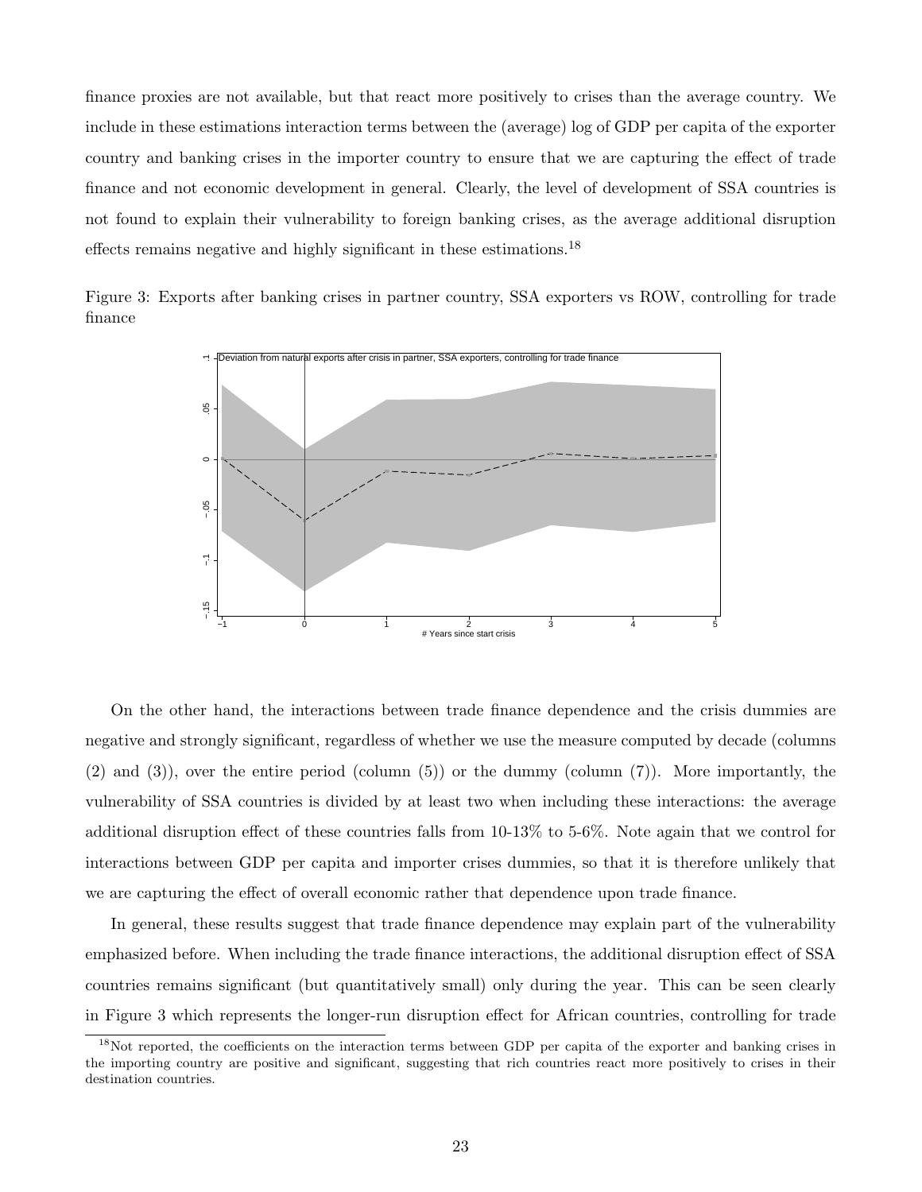finance proxies are not available, but that react more positively to crises than the average country. We include in these estimations interaction terms between the (average) log of GDP per capita of the exporter country and banking crises in the importer country to ensure that we are capturing the effect of trade finance and not economic development in general. Clearly, the level of development of SSA countries is not found to explain their vulnerability to foreign banking crises, as the average additional disruption effects remains negative and highly significant in these estimations.[18]

Figure 3: Exports after banking crises in partner country, SSA exporters vs ROW, controlling for trade finance

On the other hand, the interactions between trade finance dependence and the crisis dummies are negative and strongly significant, regardless of whether we use the measure computed by decade (columns (2) and (3)), over the entire period (column (5)) or the dummy (column (7)). More importantly, the vulnerability of SSA countries is divided by at least two when including these interactions: the average additional disruption effect of these countries falls from 10-13% to 5-6%. Note again that we control for interactions between GDP per capita and importer crises dummies, so that it is therefore unlikely that we are capturing the effect of overall economic rather that dependence upon trade finance.

In general, these results suggest that trade finance dependence may explain part of the vulnerability emphasized before. When including the trade finance interactions, the additional disruption effect of SSA countries remains significant (but quantitatively small) only during the year. This can be seen clearly in Figure 3 which represents the longer-run disruption effect for African countries, controlling for trade

[18]Not reported, the coefficients on the interaction terms between GDP per capita of the exporter and banking crises in the importing country are positive and significant, suggesting that rich countries react more positively to crises in their destination countries.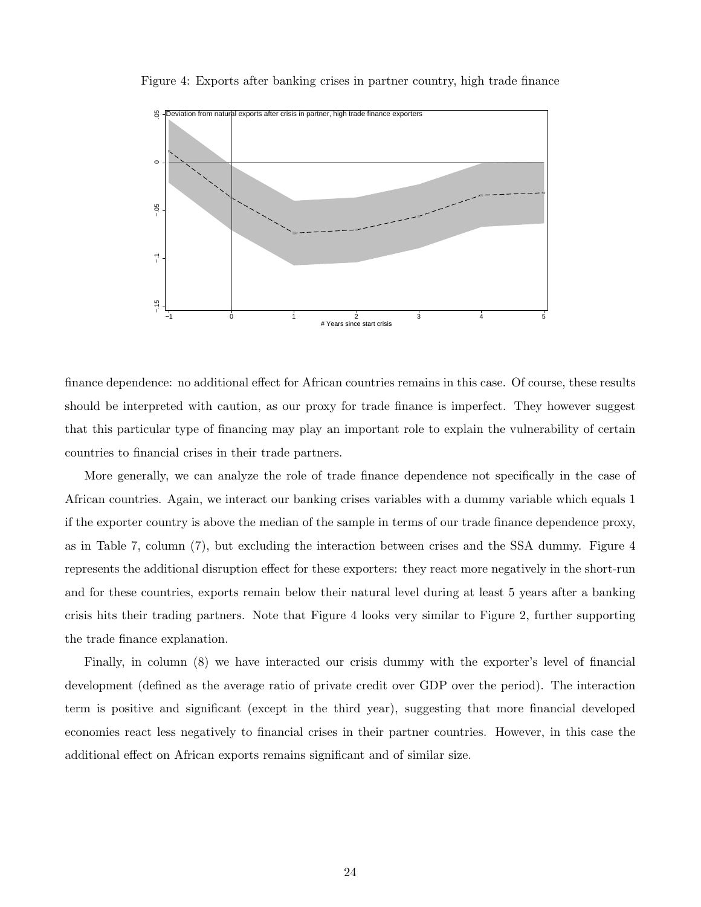Figure 4: Exports after banking crises in partner country, high trade finance

finance dependence: no additional effect for African countries remains in this case. Of course, these results should be interpreted with caution, as our proxy for trade finance is imperfect. They however suggest that this particular type of financing may play an important role to explain the vulnerability of certain countries to financial crises in their trade partners.

More generally, we can analyze the role of trade finance dependence not specifically in the case of African countries. Again, we interact our banking crises variables with a dummy variable which equals 1 if the exporter country is above the median of the sample in terms of our trade finance dependence proxy, as in Table 7, column (7), but excluding the interaction between crises and the SSA dummy. Figure 4 represents the additional disruption effect for these exporters: they react more negatively in the short-run and for these countries, exports remain below their natural level during at least 5 years after a banking crisis hits their trading partners. Note that Figure 4 looks very similar to Figure 2, further supporting the trade finance explanation.

Finally, in column (8) we have interacted our crisis dummy with the exporter's level of financial development (defined as the average ratio of private credit over GDP over the period). The interaction term is positive and significant (except in the third year), suggesting that more financial developed economies react less negatively to financial crises in their partner countries. However, in this case the additional effect on African exports remains significant and of similar size.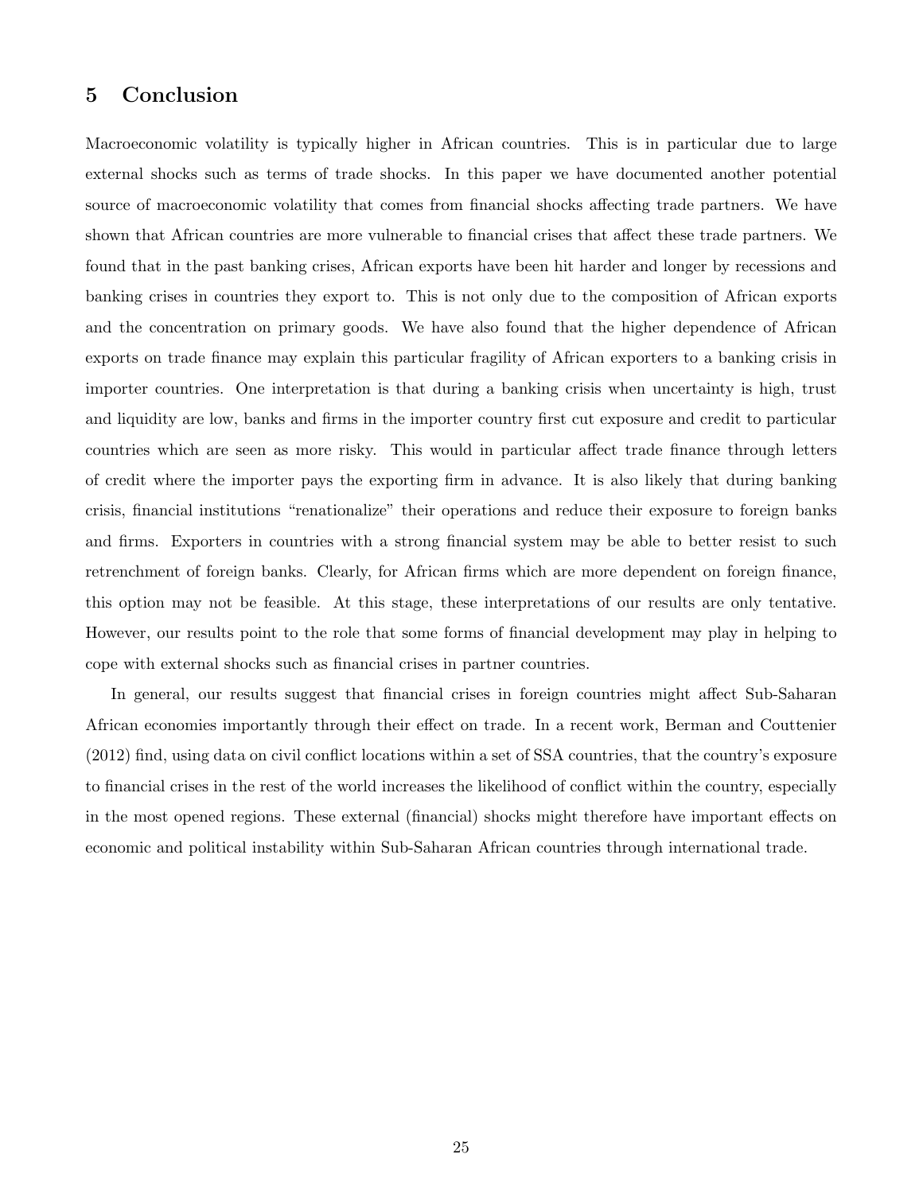## 5 Conclusion

Macroeconomic volatility is typically higher in African countries. This is in particular due to large external shocks such as terms of trade shocks. In this paper we have documented another potential source of macroeconomic volatility that comes from financial shocks affecting trade partners. We have shown that African countries are more vulnerable to financial crises that affect these trade partners. We found that in the past banking crises, African exports have been hit harder and longer by recessions and banking crises in countries they export to. This is not only due to the composition of African exports and the concentration on primary goods. We have also found that the higher dependence of African exports on trade finance may explain this particular fragility of African exporters to a banking crisis in importer countries. One interpretation is that during a banking crisis when uncertainty is high, trust and liquidity are low, banks and firms in the importer country first cut exposure and credit to particular countries which are seen as more risky. This would in particular affect trade finance through letters of credit where the importer pays the exporting firm in advance. It is also likely that during banking crisis, financial institutions "renationalize" their operations and reduce their exposure to foreign banks and firms. Exporters in countries with a strong financial system may be able to better resist to such retrenchment of foreign banks. Clearly, for African firms which are more dependent on foreign finance, this option may not be feasible. At this stage, these interpretations of our results are only tentative. However, our results point to the role that some forms of financial development may play in helping to cope with external shocks such as financial crises in partner countries.

In general, our results suggest that financial crises in foreign countries might affect Sub-Saharan African economies importantly through their effect on trade. In a recent work, Berman and Couttenier (2012) find, using data on civil conflict locations within a set of SSA countries, that the country's exposure to financial crises in the rest of the world increases the likelihood of conflict within the country, especially in the most opened regions. These external (financial) shocks might therefore have important effects on economic and political instability within Sub-Saharan African countries through international trade.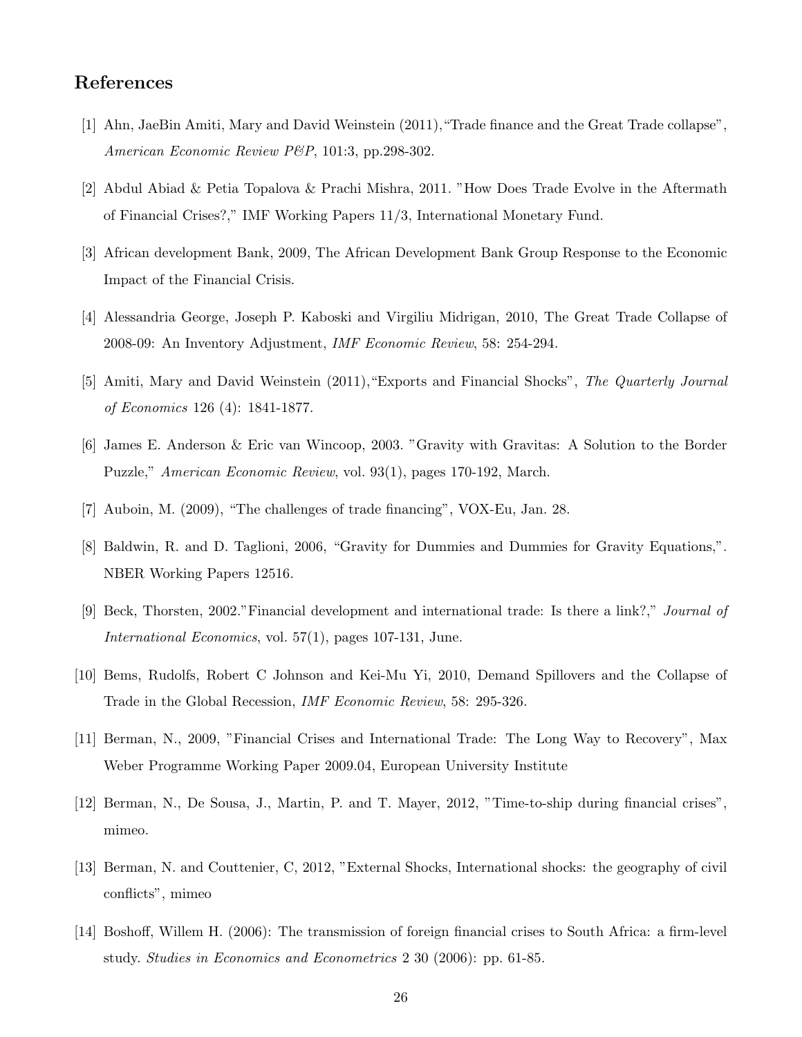## References

[1] Ahn, JaeBin Amiti, Mary and David Weinstein (2011),"Trade finance and the Great Trade collapse", *American Economic Review P&P*, 101:3, pp.298-302.

[2] Abdul Abiad & Petia Topalova & Prachi Mishra, 2011. "How Does Trade Evolve in the Aftermath of Financial Crises?," IMF Working Papers 11/3, International Monetary Fund.

[3] African development Bank, 2009, The African Development Bank Group Response to the Economic Impact of the Financial Crisis.

[4] Alessandria George, Joseph P. Kaboski and Virgiliu Midrigan, 2010, The Great Trade Collapse of 2008-09: An Inventory Adjustment, *IMF Economic Review*, 58: 254-294.

[5] Amiti, Mary and David Weinstein (2011),"Exports and Financial Shocks", *The Quarterly Journal of Economics* 126 (4): 1841-1877.

[6] James E. Anderson & Eric van Wincoop, 2003. "Gravity with Gravitas: A Solution to the Border Puzzle," *American Economic Review*, vol. 93(1), pages 170-192, March.

[7] Auboin, M. (2009), "The challenges of trade financing", VOX-Eu, Jan. 28.

[8] Baldwin, R. and D. Taglioni, 2006, "Gravity for Dummies and Dummies for Gravity Equations,". NBER Working Papers 12516.

[9] Beck, Thorsten, 2002."Financial development and international trade: Is there a link?," *Journal of International Economics*, vol. 57(1), pages 107-131, June.

[10] Bems, Rudolfs, Robert C Johnson and Kei-Mu Yi, 2010, Demand Spillovers and the Collapse of Trade in the Global Recession, *IMF Economic Review*, 58: 295-326.

[11] Berman, N., 2009, "Financial Crises and International Trade: The Long Way to Recovery", Max Weber Programme Working Paper 2009.04, European University Institute

[12] Berman, N., De Sousa, J., Martin, P. and T. Mayer, 2012, "Time-to-ship during financial crises", mimeo.

[13] Berman, N. and Couttenier, C, 2012, "External Shocks, International shocks: the geography of civil conflicts", mimeo

[14] Boshoff, Willem H. (2006): The transmission of foreign financial crises to South Africa: a firm-level study. *Studies in Economics and Econometrics* 2 30 (2006): pp. 61-85.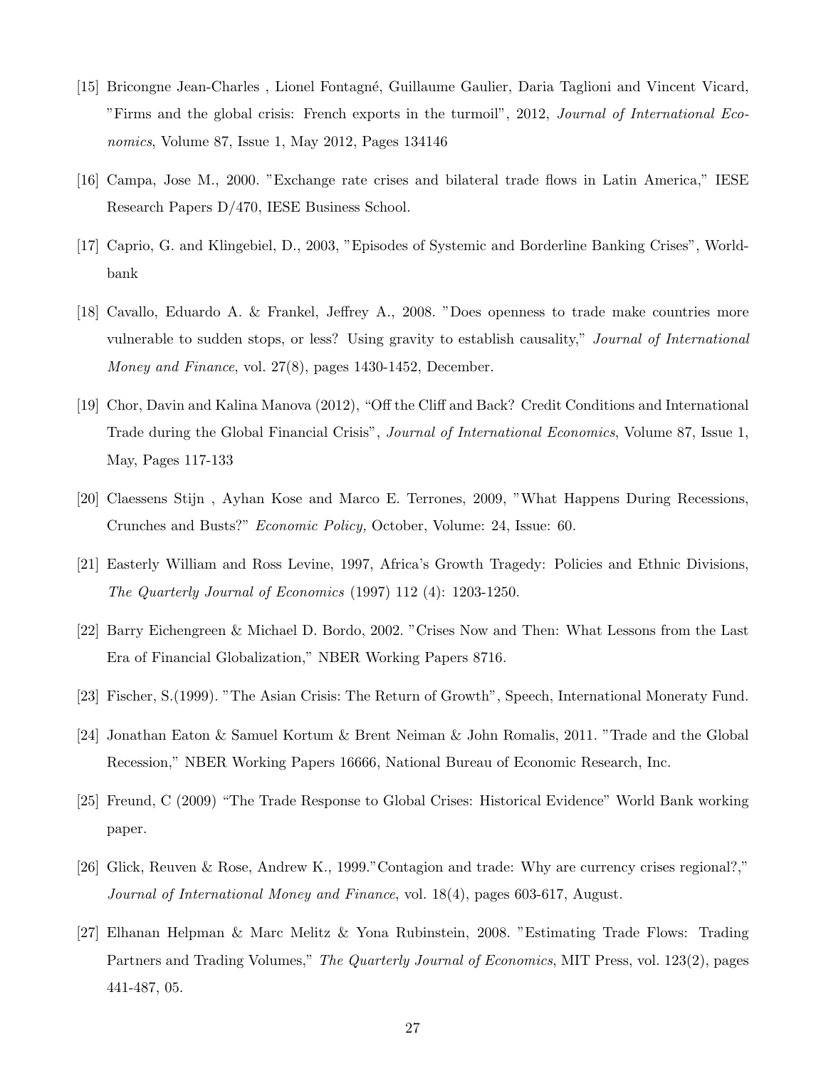[15] Bricongne Jean-Charles , Lionel Fontagné, Guillaume Gaulier, Daria Taglioni and Vincent Vicard, "Firms and the global crisis: French exports in the turmoil", 2012, *Journal of International Economics*, Volume 87, Issue 1, May 2012, Pages 134146

[16] Campa, Jose M., 2000. "Exchange rate crises and bilateral trade flows in Latin America," IESE Research Papers D/470, IESE Business School.

[17] Caprio, G. and Klingebiel, D., 2003, "Episodes of Systemic and Borderline Banking Crises", Worldbank

[18] Cavallo, Eduardo A. & Frankel, Jeffrey A., 2008. "Does openness to trade make countries more vulnerable to sudden stops, or less? Using gravity to establish causality," *Journal of International Money and Finance*, vol. 27(8), pages 1430-1452, December.

[19] Chor, Davin and Kalina Manova (2012), "Off the Cliff and Back? Credit Conditions and International Trade during the Global Financial Crisis", *Journal of International Economics*, Volume 87, Issue 1, May, Pages 117-133

[20] Claessens Stijn , Ayhan Kose and Marco E. Terrones, 2009, "What Happens During Recessions, Crunches and Busts?" *Economic Policy,* October, Volume: 24, Issue: 60.

[21] Easterly William and Ross Levine, 1997, Africa's Growth Tragedy: Policies and Ethnic Divisions, *The Quarterly Journal of Economics* (1997) 112 (4): 1203-1250.

[22] Barry Eichengreen & Michael D. Bordo, 2002. "Crises Now and Then: What Lessons from the Last Era of Financial Globalization," NBER Working Papers 8716.

[23] Fischer, S.(1999). "The Asian Crisis: The Return of Growth", Speech, International Moneraty Fund.

[24] Jonathan Eaton & Samuel Kortum & Brent Neiman & John Romalis, 2011. "Trade and the Global Recession," NBER Working Papers 16666, National Bureau of Economic Research, Inc.

[25] Freund, C (2009) "The Trade Response to Global Crises: Historical Evidence" World Bank working paper.

[26] Glick, Reuven & Rose, Andrew K., 1999."Contagion and trade: Why are currency crises regional?," *Journal of International Money and Finance*, vol. 18(4), pages 603-617, August.

[27] Elhanan Helpman & Marc Melitz & Yona Rubinstein, 2008. "Estimating Trade Flows: Trading Partners and Trading Volumes," *The Quarterly Journal of Economics*, MIT Press, vol. 123(2), pages 441-487, 05.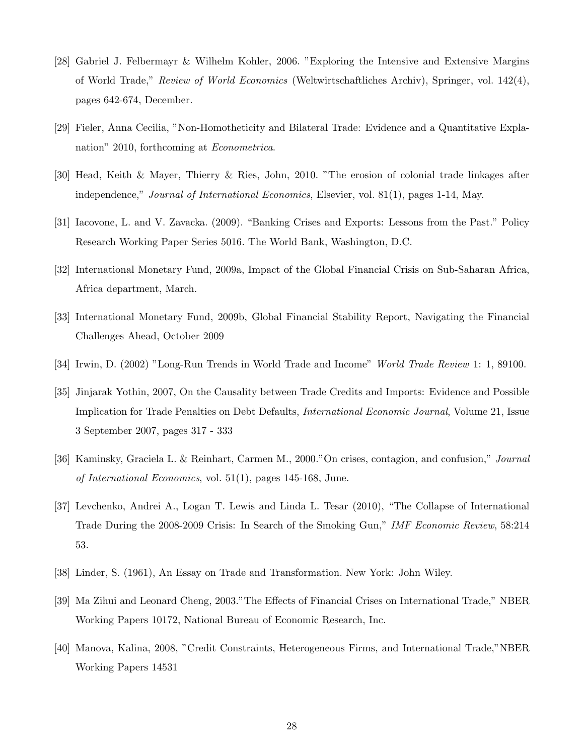[28] Gabriel J. Felbermayr & Wilhelm Kohler, 2006. "Exploring the Intensive and Extensive Margins of World Trade," *Review of World Economics* (Weltwirtschaftliches Archiv), Springer, vol. 142(4), pages 642-674, December.

[29] Fieler, Anna Cecilia, "Non-Homotheticity and Bilateral Trade: Evidence and a Quantitative Explanation" 2010, forthcoming at *Econometrica*.

[30] Head, Keith & Mayer, Thierry & Ries, John, 2010. "The erosion of colonial trade linkages after independence," *Journal of International Economics*, Elsevier, vol. 81(1), pages 1-14, May.

[31] Iacovone, L. and V. Zavacka. (2009). "Banking Crises and Exports: Lessons from the Past." Policy Research Working Paper Series 5016. The World Bank, Washington, D.C.

[32] International Monetary Fund, 2009a, Impact of the Global Financial Crisis on Sub-Saharan Africa, Africa department, March.

[33] International Monetary Fund, 2009b, Global Financial Stability Report, Navigating the Financial Challenges Ahead, October 2009

[34] Irwin, D. (2002) "Long-Run Trends in World Trade and Income" *World Trade Review* 1: 1, 89100.

[35] Jinjarak Yothin, 2007, On the Causality between Trade Credits and Imports: Evidence and Possible Implication for Trade Penalties on Debt Defaults, *International Economic Journal*, Volume 21, Issue 3 September 2007, pages 317 - 333

[36] Kaminsky, Graciela L. & Reinhart, Carmen M., 2000."On crises, contagion, and confusion," *Journal of International Economics*, vol. 51(1), pages 145-168, June.

[37] Levchenko, Andrei A., Logan T. Lewis and Linda L. Tesar (2010), "The Collapse of International Trade During the 2008-2009 Crisis: In Search of the Smoking Gun," *IMF Economic Review*, 58:214 53.

[38] Linder, S. (1961), An Essay on Trade and Transformation. New York: John Wiley.

[39] Ma Zihui and Leonard Cheng, 2003."The Effects of Financial Crises on International Trade," NBER Working Papers 10172, National Bureau of Economic Research, Inc.

[40] Manova, Kalina, 2008, "Credit Constraints, Heterogeneous Firms, and International Trade,"NBER Working Papers 14531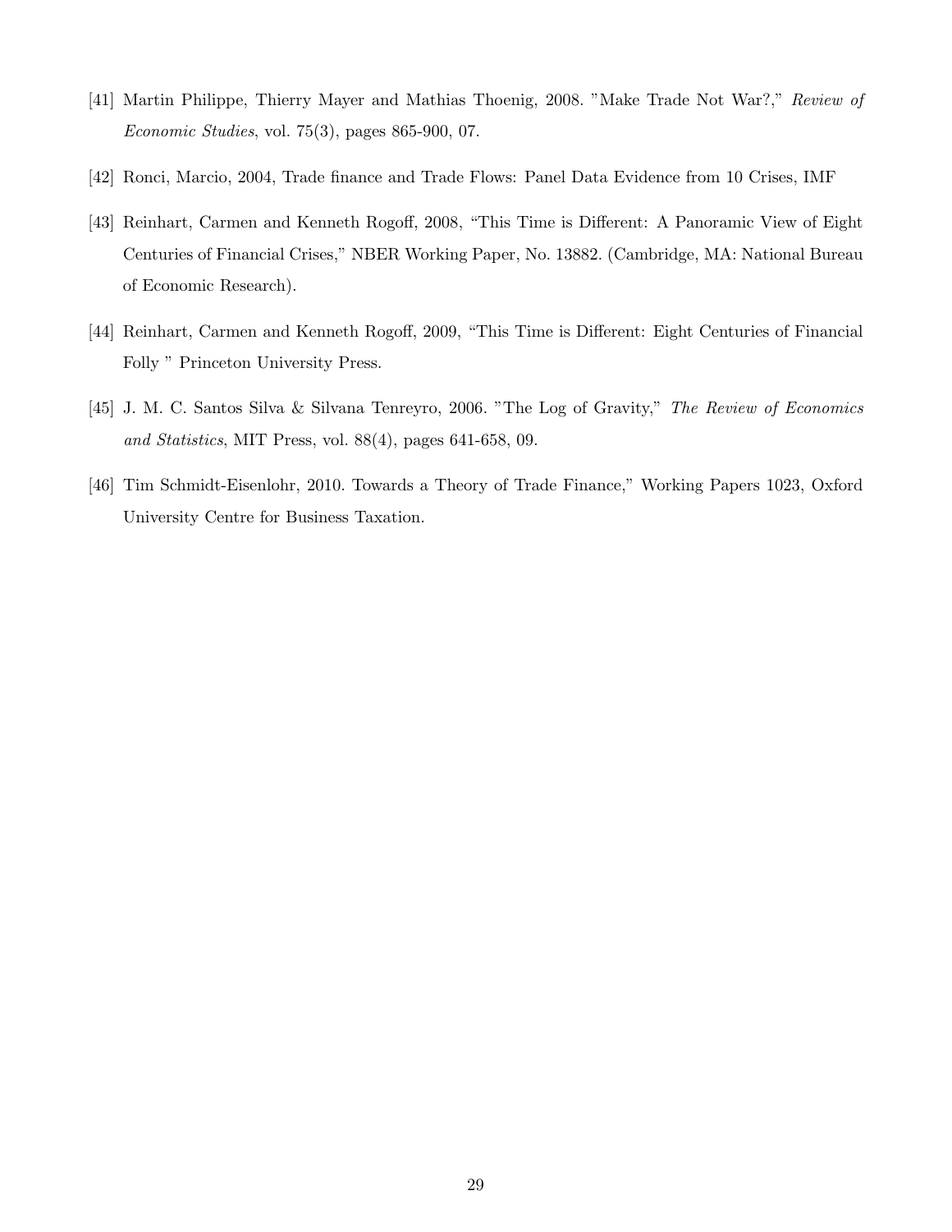[41] Martin Philippe, Thierry Mayer and Mathias Thoenig, 2008. "Make Trade Not War?," *Review of Economic Studies*, vol. 75(3), pages 865-900, 07.

[42] Ronci, Marcio, 2004, Trade finance and Trade Flows: Panel Data Evidence from 10 Crises, IMF

[43] Reinhart, Carmen and Kenneth Rogoff, 2008, "This Time is Different: A Panoramic View of Eight Centuries of Financial Crises," NBER Working Paper, No. 13882. (Cambridge, MA: National Bureau of Economic Research).

[44] Reinhart, Carmen and Kenneth Rogoff, 2009, "This Time is Different: Eight Centuries of Financial Folly " Princeton University Press.

[45] J. M. C. Santos Silva & Silvana Tenreyro, 2006. "The Log of Gravity," *The Review of Economics and Statistics*, MIT Press, vol. 88(4), pages 641-658, 09.

[46] Tim Schmidt-Eisenlohr, 2010. Towards a Theory of Trade Finance," Working Papers 1023, Oxford University Centre for Business Taxation.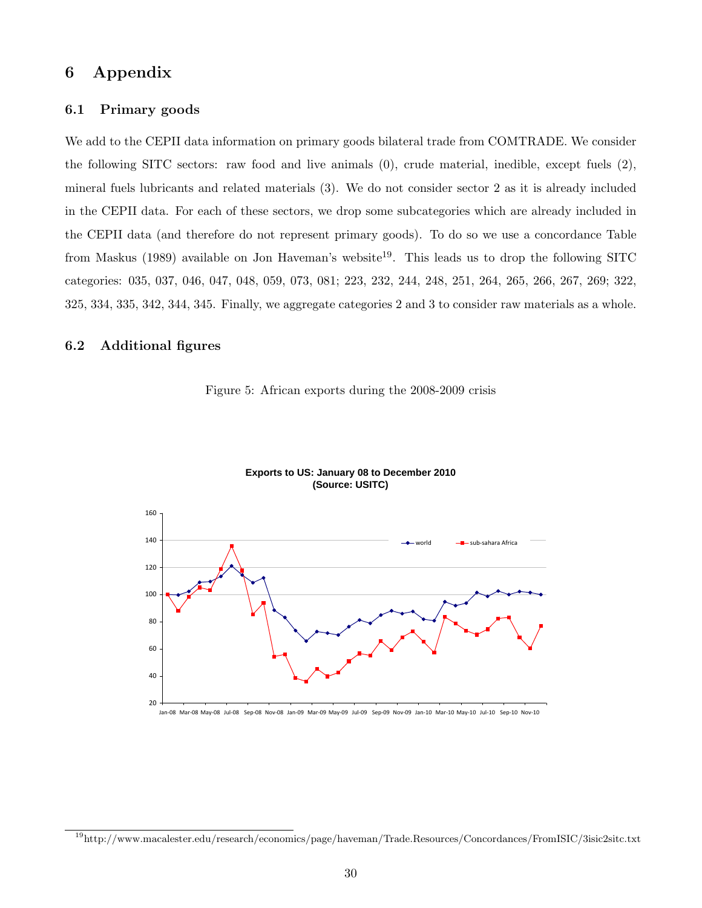# 6 Appendix

## 6.1 Primary goods

We add to the CEPII data information on primary goods bilateral trade from COMTRADE. We consider the following SITC sectors: raw food and live animals (0), crude material, inedible, except fuels (2), mineral fuels lubricants and related materials (3). We do not consider sector 2 as it is already included in the CEPII data. For each of these sectors, we drop some subcategories which are already included in the CEPII data (and therefore do not represent primary goods). To do so we use a concordance Table from Maskus (1989) available on Jon Haveman's website[19]. This leads us to drop the following SITC categories: 035, 037, 046, 047, 048, 059, 073, 081; 223, 232, 244, 248, 251, 264, 265, 266, 267, 269; 322, 325, 334, 335, 342, 344, 345. Finally, we aggregate categories 2 and 3 to consider raw materials as a whole.

## 6.2 Additional figures

Figure 5: African exports during the 2008-2009 crisis

**Exports to US: January 08 to December 2010**
**(Source: USITC)**

[19] http://www.macalester.edu/research/economics/page/haveman/Trade.Resources/Concordances/FromISIC/3isic2sitc.txt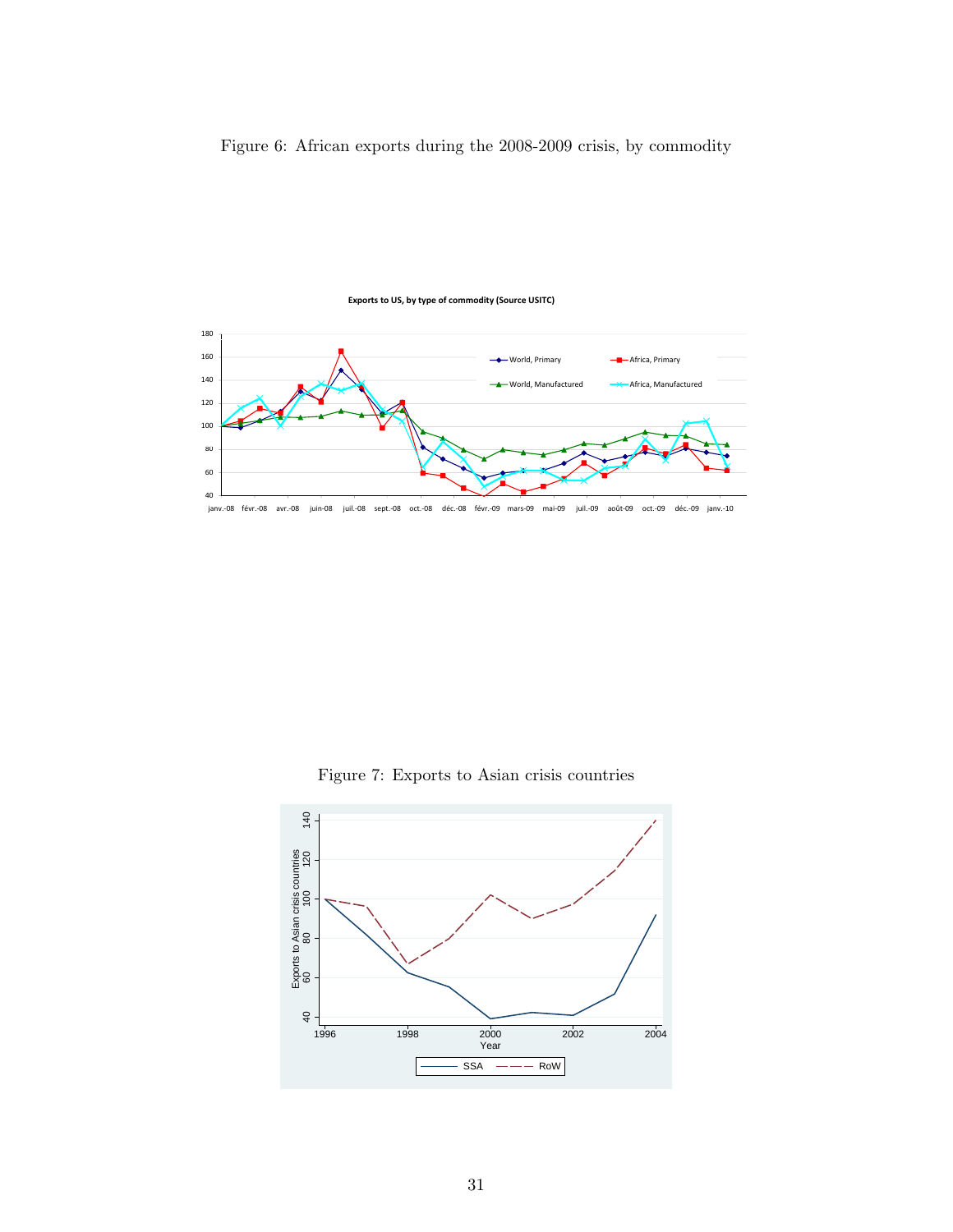Figure 6: African exports during the 2008-2009 crisis, by commodity

Figure 7: Exports to Asian crisis countries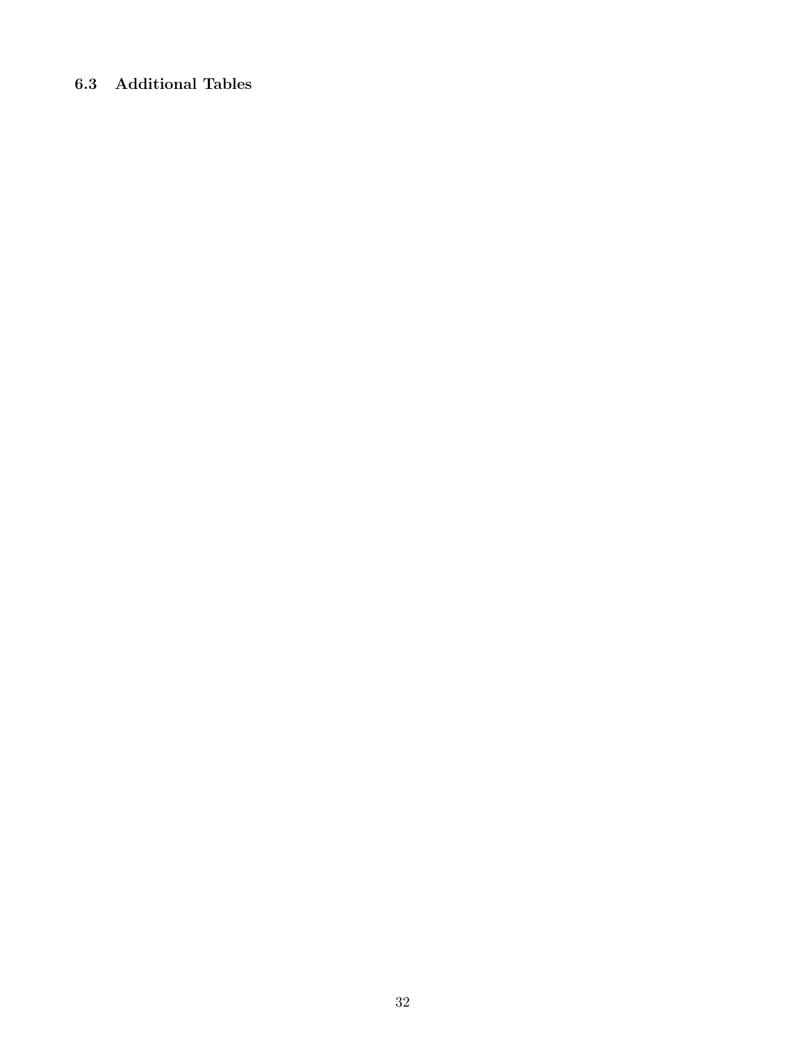### 6.3 Additional Tables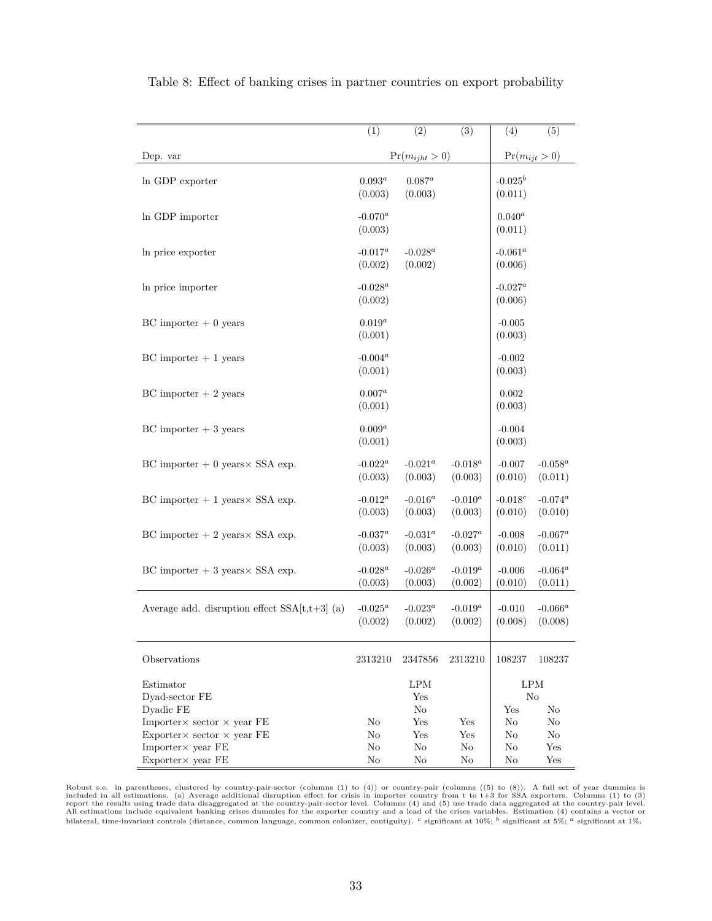Table 8: Effect of banking crises in partner countries on export probability

| | (1) | (2) | (3) | (4) | (5) |
|---|---|---|---|---|---|
| Dep. var | | $\Pr(m_{ijht} > 0)$ | | $\Pr(m_{ijt} > 0)$ | |
| ln GDP exporter | $0.093^{a}$ | $0.087^{a}$ | | $-0.025^{b}$ | |
| | (0.003) | (0.003) | | (0.011) | |
| ln GDP importer | $-0.070^{a}$ | | | $0.040^{a}$ | |
| | (0.003) | | | (0.011) | |
| ln price exporter | $-0.017^{a}$ | $-0.028^{a}$ | | $-0.061^{a}$ | |
| | (0.002) | (0.002) | | (0.006) | |
| ln price importer | $-0.028^{a}$ | | | $-0.027^{a}$ | |
| | (0.002) | | | (0.006) | |
| BC importer + 0 years | $0.019^{a}$ | | | -0.005 | |
| | (0.001) | | | (0.003) | |
| BC importer + 1 years | $-0.004^{a}$ | | | -0.002 | |
| | (0.001) | | | (0.003) | |
| BC importer + 2 years | $0.007^{a}$ | | | 0.002 | |
| | (0.001) | | | (0.003) | |
| BC importer + 3 years | $0.009^{a}$ | | | -0.004 | |
| | (0.001) | | | (0.003) | |
| BC importer + 0 years× SSA exp. | $-0.022^{a}$ | $-0.021^{a}$ | $-0.018^{a}$ | -0.007 | $-0.058^{a}$ |
| | (0.003) | (0.003) | (0.003) | (0.010) | (0.011) |
| BC importer + 1 years× SSA exp. | $-0.012^{a}$ | $-0.016^{a}$ | $-0.010^{a}$ | $-0.018^{c}$ | $-0.074^{a}$ |
| | (0.003) | (0.003) | (0.003) | (0.010) | (0.010) |
| BC importer + 2 years× SSA exp. | $-0.037^{a}$ | $-0.031^{a}$ | $-0.027^{a}$ | -0.008 | $-0.067^{a}$ |
| | (0.003) | (0.003) | (0.003) | (0.010) | (0.011) |
| BC importer + 3 years× SSA exp. | $-0.028^{a}$ | $-0.026^{a}$ | $-0.019^{a}$ | -0.006 | $-0.064^{a}$ |
| | (0.003) | (0.003) | (0.002) | (0.010) | (0.011) |
| Average add. disruption effect SSA[t,t+3] (a) | $-0.025^{a}$ | $-0.023^{a}$ | $-0.019^{a}$ | -0.010 | $-0.066^{a}$ |
| | (0.002) | (0.002) | (0.002) | (0.008) | (0.008) |
| Observations | 2313210 | 2347856 | 2313210 | 108237 | 108237 |
| Estimator | | LPM | | LPM | |
| Dyad-sector FE | | Yes | | No | |
| Dyadic FE | | No | | Yes | No |
| Importer× sector × year FE | No | Yes | Yes | No | No |
| Exporter× sector × year FE | No | Yes | Yes | No | No |
| Importer× year FE | No | No | No | No | Yes |
| Exporter× year FE | No | No | No | No | Yes |

Robust s.e. in parentheses, clustered by country-pair-sector (columns (1) to (4)) or country-pair (columns ((5) to (8)). A full set of year dummies is included in all estimations. (a) Average additional disruption effect for crisis in importer country from t to t+3 for SSA exporters. Columns (1) to (3) report the results using trade data disaggregated at the country-pair-sector level. Columns (4) and (5) use trade data aggregated at the country-pair level. All estimations include equivalent banking crises dummies for the exporter country and a lead of the crises variables. Estimation (4) contains a vector or bilateral, time-invariant controls (distance, common language, common colonizer, contiguity). [c] significant at 10%; [b] significant at 5%; [a] significant at 1%.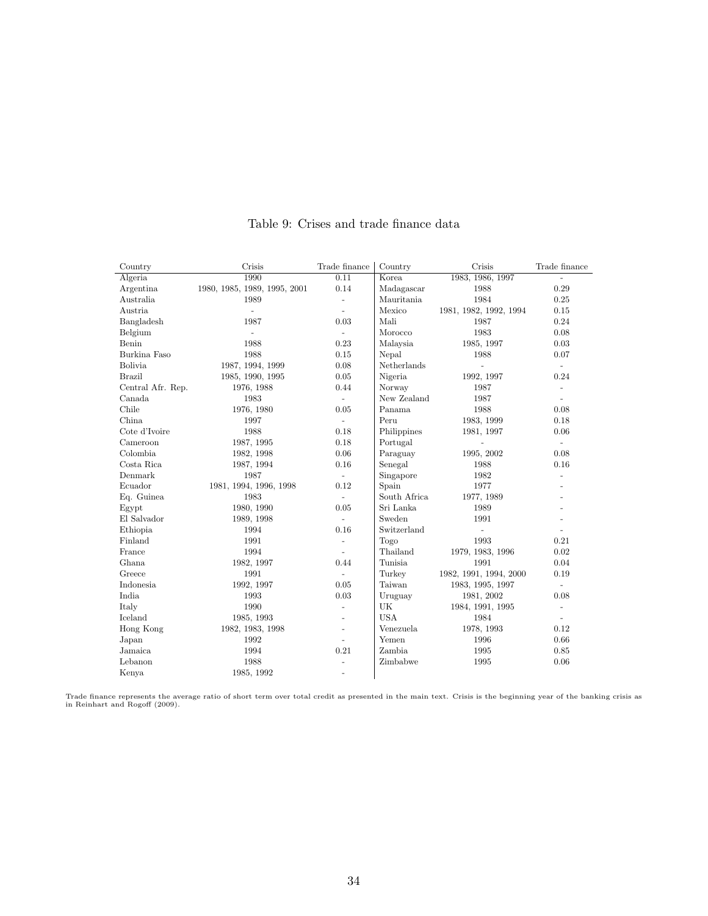Table 9: Crises and trade finance data

| Country | Crisis | Trade finance | Country | Crisis | Trade finance |
|---|---|---|---|---|---|
| Algeria | 1990 | 0.11 | Korea | 1983, 1986, 1997 | - |
| Argentina | 1980, 1985, 1989, 1995, 2001 | 0.14 | Madagascar | 1988 | 0.29 |
| Australia | 1989 | - | Mauritania | 1984 | 0.25 |
| Austria | - | - | Mexico | 1981, 1982, 1992, 1994 | 0.15 |
| Bangladesh | 1987 | 0.03 | Mali | 1987 | 0.24 |
| Belgium | - | - | Morocco | 1983 | 0.08 |
| Benin | 1988 | 0.23 | Malaysia | 1985, 1997 | 0.03 |
| Burkina Faso | 1988 | 0.15 | Nepal | 1988 | 0.07 |
| Bolivia | 1987, 1994, 1999 | 0.08 | Netherlands | - | - |
| Brazil | 1985, 1990, 1995 | 0.05 | Nigeria | 1992, 1997 | 0.24 |
| Central Afr. Rep. | 1976, 1988 | 0.44 | Norway | 1987 | - |
| Canada | 1983 | - | New Zealand | 1987 | - |
| Chile | 1976, 1980 | 0.05 | Panama | 1988 | 0.08 |
| China | 1997 | - | Peru | 1983, 1999 | 0.18 |
| Cote d'Ivoire | 1988 | 0.18 | Philippines | 1981, 1997 | 0.06 |
| Cameroon | 1987, 1995 | 0.18 | Portugal | - | - |
| Colombia | 1982, 1998 | 0.06 | Paraguay | 1995, 2002 | 0.08 |
| Costa Rica | 1987, 1994 | 0.16 | Senegal | 1988 | 0.16 |
| Denmark | 1987 | - | Singapore | 1982 | - |
| Ecuador | 1981, 1994, 1996, 1998 | 0.12 | Spain | 1977 | - |
| Eq. Guinea | 1983 | - | South Africa | 1977, 1989 | - |
| Egypt | 1980, 1990 | 0.05 | Sri Lanka | 1989 | - |
| El Salvador | 1989, 1998 | - | Sweden | 1991 | - |
| Ethiopia | 1994 | 0.16 | Switzerland | - | - |
| Finland | 1991 | - | Togo | 1993 | 0.21 |
| France | 1994 | - | Thailand | 1979, 1983, 1996 | 0.02 |
| Ghana | 1982, 1997 | 0.44 | Tunisia | 1991 | 0.04 |
| Greece | 1991 | - | Turkey | 1982, 1991, 1994, 2000 | 0.19 |
| Indonesia | 1992, 1997 | 0.05 | Taiwan | 1983, 1995, 1997 | - |
| India | 1993 | 0.03 | Uruguay | 1981, 2002 | 0.08 |
| Italy | 1990 | - | UK | 1984, 1991, 1995 | - |
| Iceland | 1985, 1993 | - | USA | 1984 | - |
| Hong Kong | 1982, 1983, 1998 | - | Venezuela | 1978, 1993 | 0.12 |
| Japan | 1992 | - | Yemen | 1996 | 0.66 |
| Jamaica | 1994 | 0.21 | Zambia | 1995 | 0.85 |
| Lebanon | 1988 | - | Zimbabwe | 1995 | 0.06 |
| Kenya | 1985, 1992 | - | | | |

Trade finance represents the average ratio of short term over total credit as presented in the main text. Crisis is the beginning year of the banking crisis as in Reinhart and Rogoff (2009).